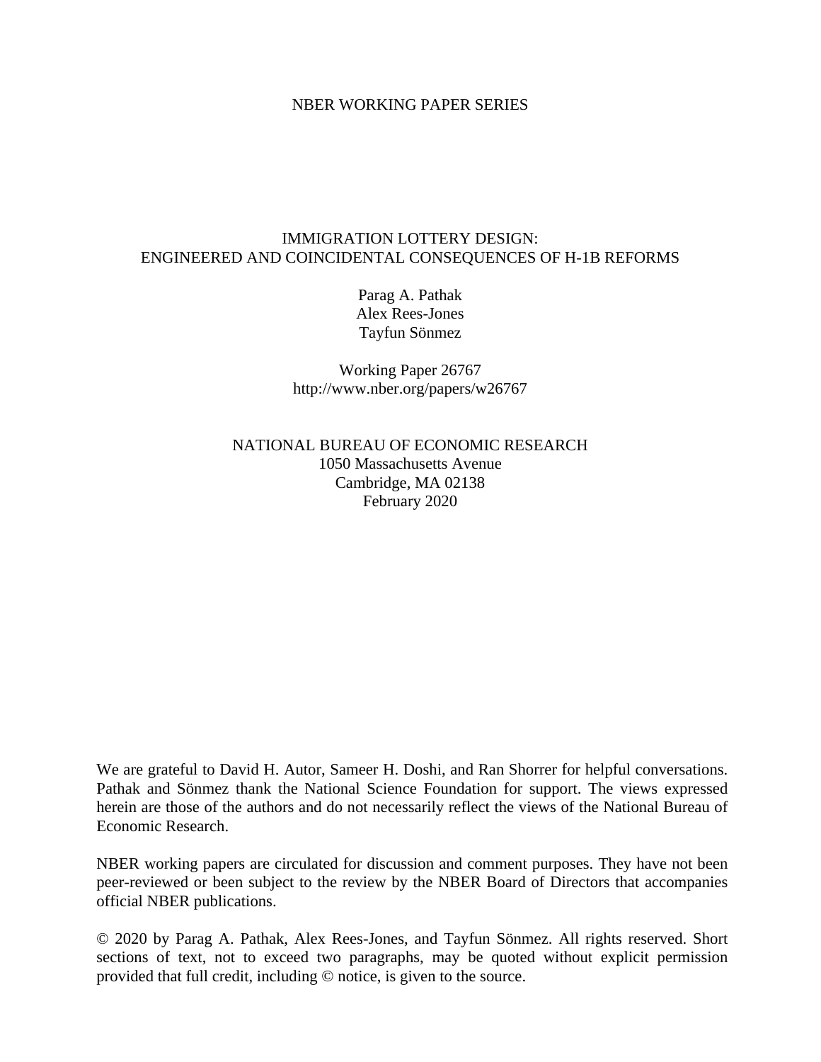NBER WORKING PAPER SERIES

# IMMIGRATION LOTTERY DESIGN: ENGINEERED AND COINCIDENTAL CONSEQUENCES OF H-1B REFORMS

Parag A. Pathak
Alex Rees-Jones
Tayfun Sönmez

Working Paper 26767
http://www.nber.org/papers/w26767

NATIONAL BUREAU OF ECONOMIC RESEARCH
1050 Massachusetts Avenue
Cambridge, MA 02138
February 2020

We are grateful to David H. Autor, Sameer H. Doshi, and Ran Shorrer for helpful conversations. Pathak and Sönmez thank the National Science Foundation for support. The views expressed herein are those of the authors and do not necessarily reflect the views of the National Bureau of Economic Research.

NBER working papers are circulated for discussion and comment purposes. They have not been peer-reviewed or been subject to the review by the NBER Board of Directors that accompanies official NBER publications.

© 2020 by Parag A. Pathak, Alex Rees-Jones, and Tayfun Sönmez. All rights reserved. Short sections of text, not to exceed two paragraphs, may be quoted without explicit permission provided that full credit, including © notice, is given to the source.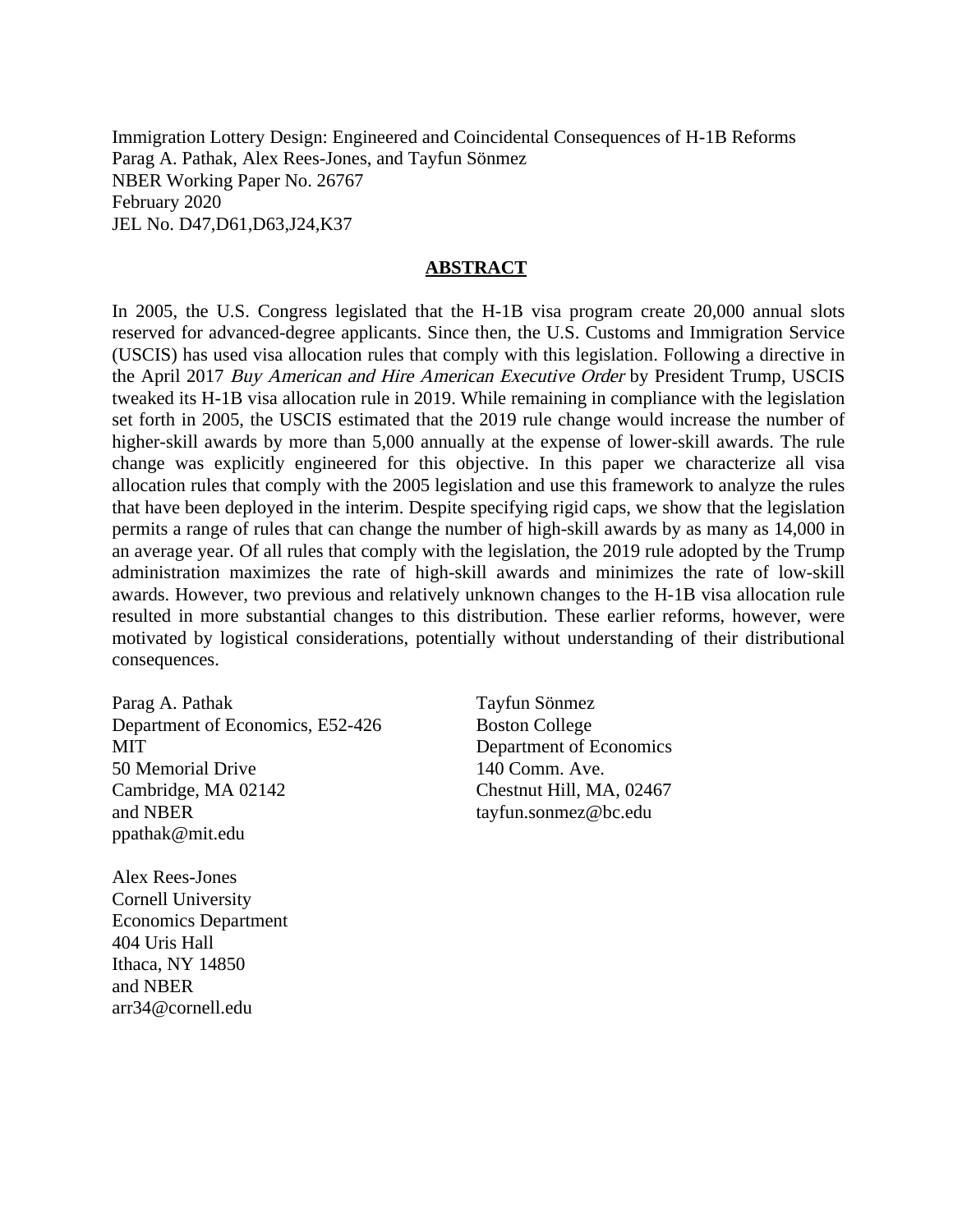Immigration Lottery Design: Engineered and Coincidental Consequences of H-1B Reforms
Parag A. Pathak, Alex Rees-Jones, and Tayfun Sönmez
NBER Working Paper No. 26767
February 2020
JEL No. D47,D61,D63,J24,K37

## ABSTRACT

In 2005, the U.S. Congress legislated that the H-1B visa program create 20,000 annual slots reserved for advanced-degree applicants. Since then, the U.S. Customs and Immigration Service (USCIS) has used visa allocation rules that comply with this legislation. Following a directive in the April 2017 *Buy American and Hire American Executive Order* by President Trump, USCIS tweaked its H-1B visa allocation rule in 2019. While remaining in compliance with the legislation set forth in 2005, the USCIS estimated that the 2019 rule change would increase the number of higher-skill awards by more than 5,000 annually at the expense of lower-skill awards. The rule change was explicitly engineered for this objective. In this paper we characterize all visa allocation rules that comply with the 2005 legislation and use this framework to analyze the rules that have been deployed in the interim. Despite specifying rigid caps, we show that the legislation permits a range of rules that can change the number of high-skill awards by as many as 14,000 in an average year. Of all rules that comply with the legislation, the 2019 rule adopted by the Trump administration maximizes the rate of high-skill awards and minimizes the rate of low-skill awards. However, two previous and relatively unknown changes to the H-1B visa allocation rule resulted in more substantial changes to this distribution. These earlier reforms, however, were motivated by logistical considerations, potentially without understanding of their distributional consequences.

Parag A. Pathak
Department of Economics, E52-426
MIT
50 Memorial Drive
Cambridge, MA 02142
and NBER
ppathak@mit.edu

Alex Rees-Jones
Cornell University
Economics Department
404 Uris Hall
Ithaca, NY 14850
and NBER
arr34@cornell.edu

Tayfun Sönmez
Boston College
Department of Economics
140 Comm. Ave.
Chestnut Hill, MA, 02467
tayfun.sonmez@bc.edu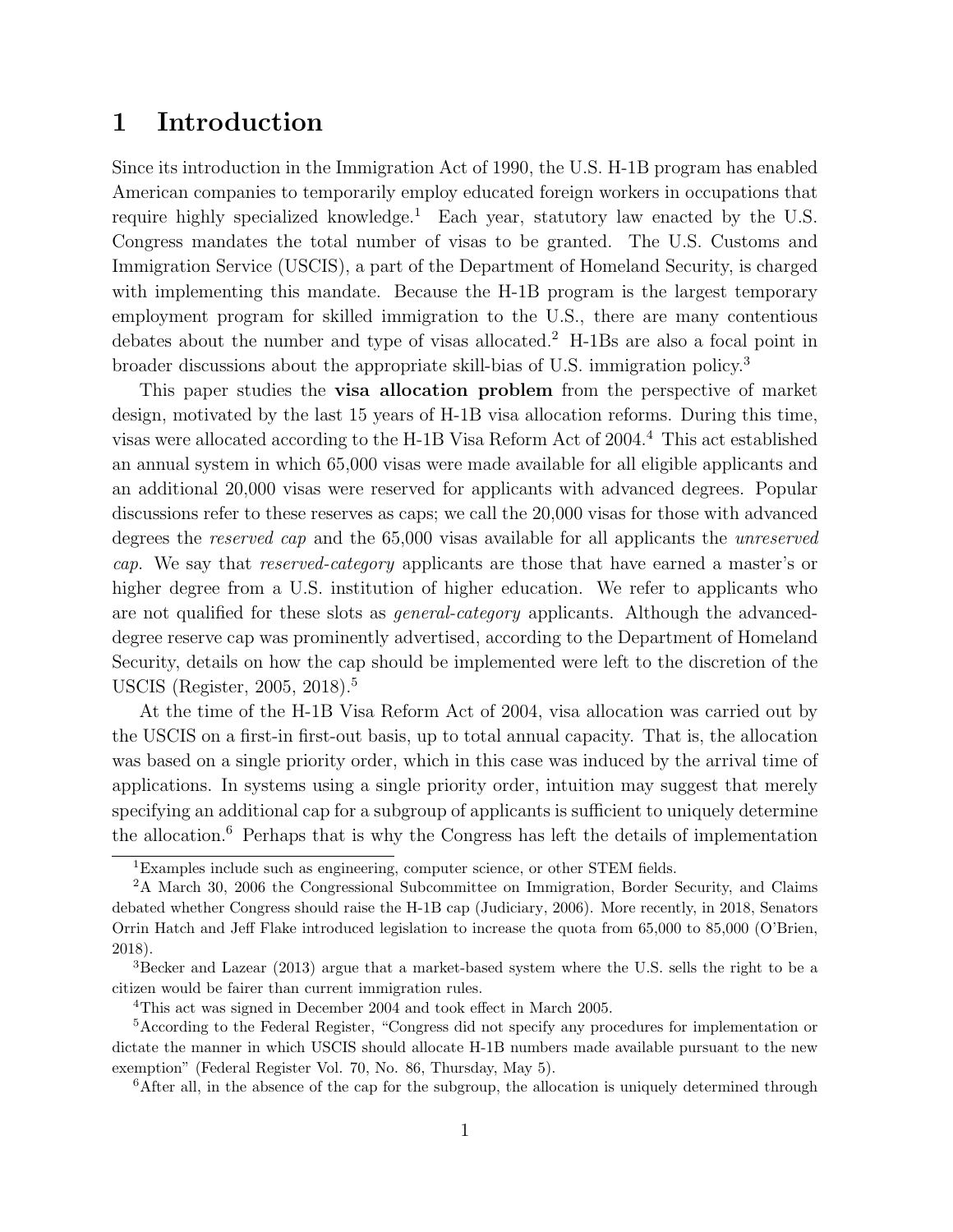# 1 Introduction

Since its introduction in the Immigration Act of 1990, the U.S. H-1B program has enabled American companies to temporarily employ educated foreign workers in occupations that require highly specialized knowledge.[1] Each year, statutory law enacted by the U.S. Congress mandates the total number of visas to be granted. The U.S. Customs and Immigration Service (USCIS), a part of the Department of Homeland Security, is charged with implementing this mandate. Because the H-1B program is the largest temporary employment program for skilled immigration to the U.S., there are many contentious debates about the number and type of visas allocated.[2] H-1Bs are also a focal point in broader discussions about the appropriate skill-bias of U.S. immigration policy.[3]

This paper studies the **visa allocation problem** from the perspective of market design, motivated by the last 15 years of H-1B visa allocation reforms. During this time, visas were allocated according to the H-1B Visa Reform Act of 2004.[4] This act established an annual system in which 65,000 visas were made available for all eligible applicants and an additional 20,000 visas were reserved for applicants with advanced degrees. Popular discussions refer to these reserves as caps; we call the 20,000 visas for those with advanced degrees the *reserved cap* and the 65,000 visas available for all applicants the *unreserved cap*. We say that *reserved-category* applicants are those that have earned a master's or higher degree from a U.S. institution of higher education. We refer to applicants who are not qualified for these slots as *general-category* applicants. Although the advanced-degree reserve cap was prominently advertised, according to the Department of Homeland Security, details on how the cap should be implemented were left to the discretion of the USCIS (Register, 2005, 2018).[5]

At the time of the H-1B Visa Reform Act of 2004, visa allocation was carried out by the USCIS on a first-in first-out basis, up to total annual capacity. That is, the allocation was based on a single priority order, which in this case was induced by the arrival time of applications. In systems using a single priority order, intuition may suggest that merely specifying an additional cap for a subgroup of applicants is sufficient to uniquely determine the allocation.[6] Perhaps that is why the Congress has left the details of implementation

---

[1] Examples include such as engineering, computer science, or other STEM fields.

[2] A March 30, 2006 the Congressional Subcommittee on Immigration, Border Security, and Claims debated whether Congress should raise the H-1B cap (Judiciary, 2006). More recently, in 2018, Senators Orrin Hatch and Jeff Flake introduced legislation to increase the quota from 65,000 to 85,000 (O'Brien, 2018).

[3] Becker and Lazear (2013) argue that a market-based system where the U.S. sells the right to be a citizen would be fairer than current immigration rules.

[4] This act was signed in December 2004 and took effect in March 2005.

[5] According to the Federal Register, "Congress did not specify any procedures for implementation or dictate the manner in which USCIS should allocate H-1B numbers made available pursuant to the new exemption" (Federal Register Vol. 70, No. 86, Thursday, May 5).

[6] After all, in the absence of the cap for the subgroup, the allocation is uniquely determined through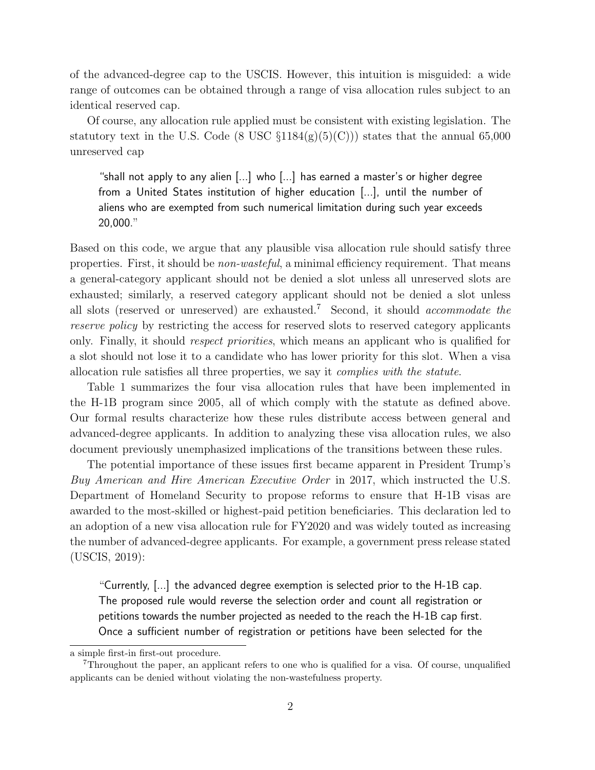of the advanced-degree cap to the USCIS. However, this intuition is misguided: a wide range of outcomes can be obtained through a range of visa allocation rules subject to an identical reserved cap.

Of course, any allocation rule applied must be consistent with existing legislation. The statutory text in the U.S. Code (8 USC §1184(g)(5)(C))) states that the annual 65,000 unreserved cap

> "shall not apply to any alien [...] who [...] has earned a master's or higher degree from a United States institution of higher education [...], until the number of aliens who are exempted from such numerical limitation during such year exceeds 20,000."

Based on this code, we argue that any plausible visa allocation rule should satisfy three properties. First, it should be *non-wasteful*, a minimal efficiency requirement. That means a general-category applicant should not be denied a slot unless all unreserved slots are exhausted; similarly, a reserved category applicant should not be denied a slot unless all slots (reserved or unreserved) are exhausted.[7] Second, it should *accommodate the reserve policy* by restricting the access for reserved slots to reserved category applicants only. Finally, it should *respect priorities*, which means an applicant who is qualified for a slot should not lose it to a candidate who has lower priority for this slot. When a visa allocation rule satisfies all three properties, we say it *complies with the statute*.

Table 1 summarizes the four visa allocation rules that have been implemented in the H-1B program since 2005, all of which comply with the statute as defined above. Our formal results characterize how these rules distribute access between general and advanced-degree applicants. In addition to analyzing these visa allocation rules, we also document previously unemphasized implications of the transitions between these rules.

The potential importance of these issues first became apparent in President Trump's *Buy American and Hire American Executive Order* in 2017, which instructed the U.S. Department of Homeland Security to propose reforms to ensure that H-1B visas are awarded to the most-skilled or highest-paid petition beneficiaries. This declaration led to an adoption of a new visa allocation rule for FY2020 and was widely touted as increasing the number of advanced-degree applicants. For example, a government press release stated (USCIS, 2019):

> "Currently, [...] the advanced degree exemption is selected prior to the H-1B cap. The proposed rule would reverse the selection order and count all registration or petitions towards the number projected as needed to the reach the H-1B cap first. Once a sufficient number of registration or petitions have been selected for the

a simple first-in first-out procedure.

[7] Throughout the paper, an applicant refers to one who is qualified for a visa. Of course, unqualified applicants can be denied without violating the non-wastefulness property.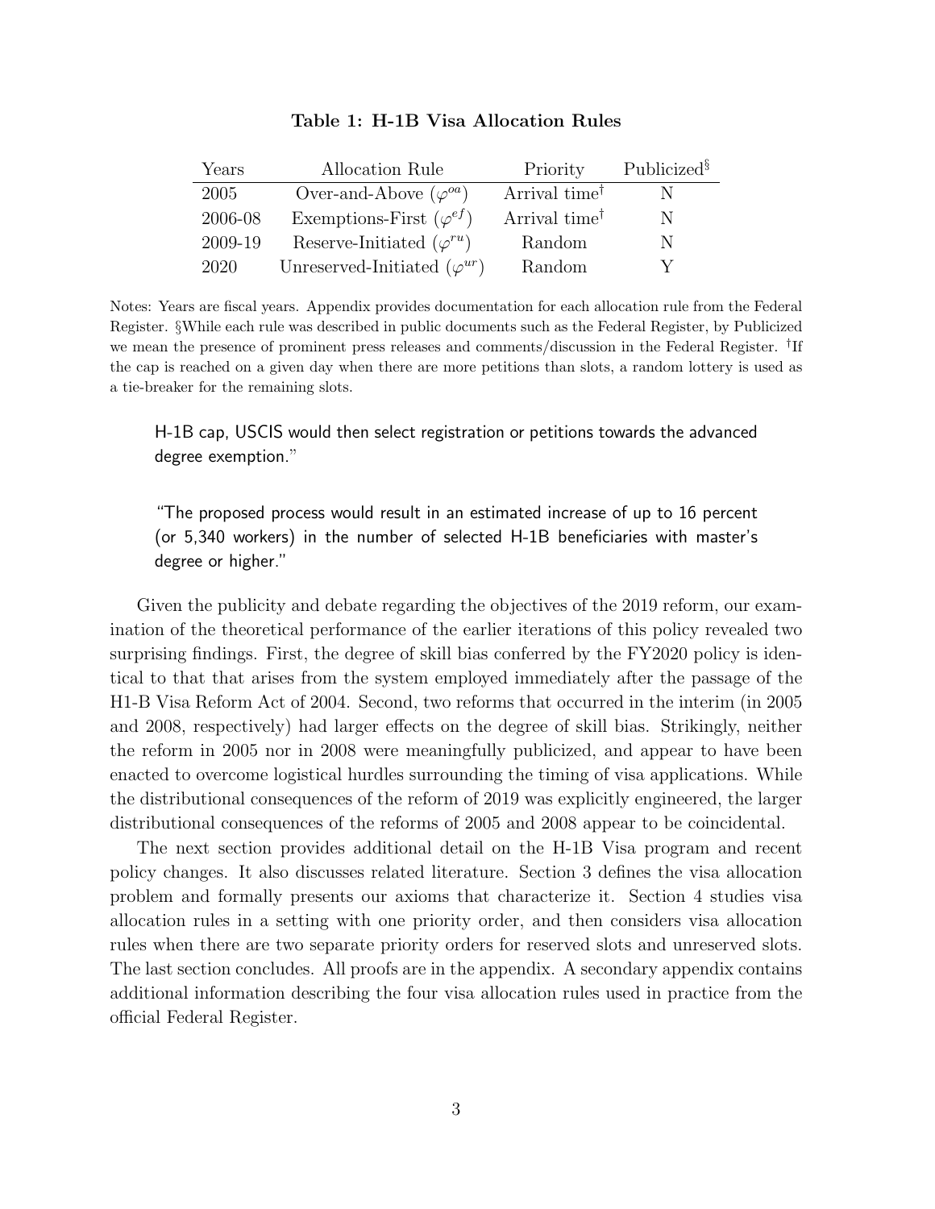**Table 1: H-1B Visa Allocation Rules**

| Years | Allocation Rule | Priority | Publicized[§] |
|---|---|---|---|
| 2005 | Over-and-Above ($\varphi^{oa}$) | Arrival time[†] | N |
| 2006-08 | Exemptions-First ($\varphi^{ef}$) | Arrival time[†] | N |
| 2009-19 | Reserve-Initiated ($\varphi^{ru}$) | Random | N |
| 2020 | Unreserved-Initiated ($\varphi^{ur}$) | Random | Y |

Notes: Years are fiscal years. Appendix provides documentation for each allocation rule from the Federal Register. §While each rule was described in public documents such as the Federal Register, by Publicized we mean the presence of prominent press releases and comments/discussion in the Federal Register. †If the cap is reached on a given day when there are more petitions than slots, a random lottery is used as a tie-breaker for the remaining slots.

> H-1B cap, USCIS would then select registration or petitions towards the advanced degree exemption."
>
> "The proposed process would result in an estimated increase of up to 16 percent (or 5,340 workers) in the number of selected H-1B beneficiaries with master's degree or higher."

Given the publicity and debate regarding the objectives of the 2019 reform, our examination of the theoretical performance of the earlier iterations of this policy revealed two surprising findings. First, the degree of skill bias conferred by the FY2020 policy is identical to that that arises from the system employed immediately after the passage of the H1-B Visa Reform Act of 2004. Second, two reforms that occurred in the interim (in 2005 and 2008, respectively) had larger effects on the degree of skill bias. Strikingly, neither the reform in 2005 nor in 2008 were meaningfully publicized, and appear to have been enacted to overcome logistical hurdles surrounding the timing of visa applications. While the distributional consequences of the reform of 2019 was explicitly engineered, the larger distributional consequences of the reforms of 2005 and 2008 appear to be coincidental.

The next section provides additional detail on the H-1B Visa program and recent policy changes. It also discusses related literature. Section 3 defines the visa allocation problem and formally presents our axioms that characterize it. Section 4 studies visa allocation rules in a setting with one priority order, and then considers visa allocation rules when there are two separate priority orders for reserved slots and unreserved slots. The last section concludes. All proofs are in the appendix. A secondary appendix contains additional information describing the four visa allocation rules used in practice from the official Federal Register.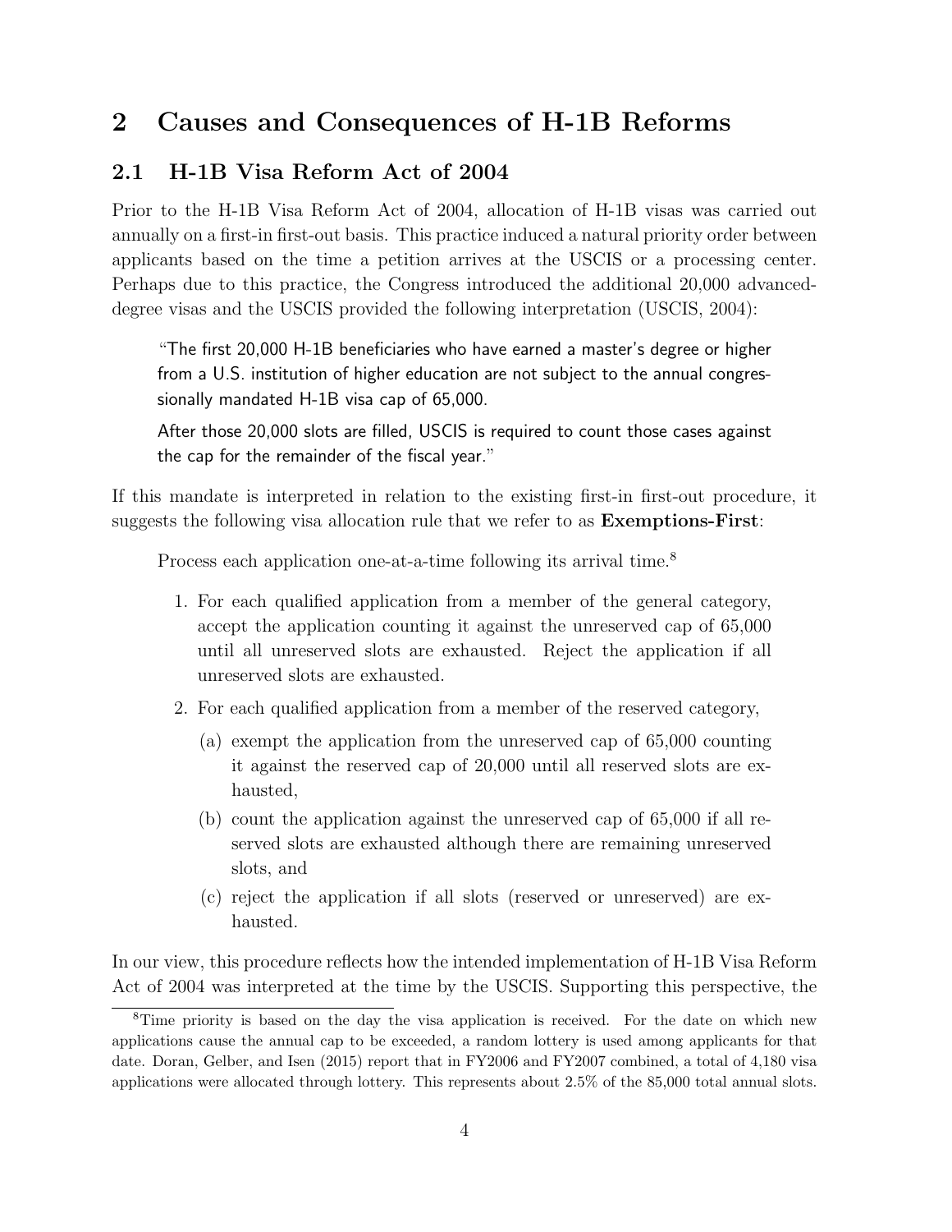## 2 Causes and Consequences of H-1B Reforms

### 2.1 H-1B Visa Reform Act of 2004

Prior to the H-1B Visa Reform Act of 2004, allocation of H-1B visas was carried out annually on a first-in first-out basis. This practice induced a natural priority order between applicants based on the time a petition arrives at the USCIS or a processing center. Perhaps due to this practice, the Congress introduced the additional 20,000 advanced-degree visas and the USCIS provided the following interpretation (USCIS, 2004):

> "The first 20,000 H-1B beneficiaries who have earned a master's degree or higher from a U.S. institution of higher education are not subject to the annual congressionally mandated H-1B visa cap of 65,000.
>
> After those 20,000 slots are filled, USCIS is required to count those cases against the cap for the remainder of the fiscal year."

If this mandate is interpreted in relation to the existing first-in first-out procedure, it suggests the following visa allocation rule that we refer to as **Exemptions-First**:

> Process each application one-at-a-time following its arrival time.[8]
>
> 1. For each qualified application from a member of the general category, accept the application counting it against the unreserved cap of 65,000 until all unreserved slots are exhausted. Reject the application if all unreserved slots are exhausted.
> 2. For each qualified application from a member of the reserved category,
>    (a) exempt the application from the unreserved cap of 65,000 counting it against the reserved cap of 20,000 until all reserved slots are exhausted,
>    (b) count the application against the unreserved cap of 65,000 if all reserved slots are exhausted although there are remaining unreserved slots, and
>    (c) reject the application if all slots (reserved or unreserved) are exhausted.

In our view, this procedure reflects how the intended implementation of H-1B Visa Reform Act of 2004 was interpreted at the time by the USCIS. Supporting this perspective, the

[8] Time priority is based on the day the visa application is received. For the date on which new applications cause the annual cap to be exceeded, a random lottery is used among applicants for that date. Doran, Gelber, and Isen (2015) report that in FY2006 and FY2007 combined, a total of 4,180 visa applications were allocated through lottery. This represents about 2.5% of the 85,000 total annual slots.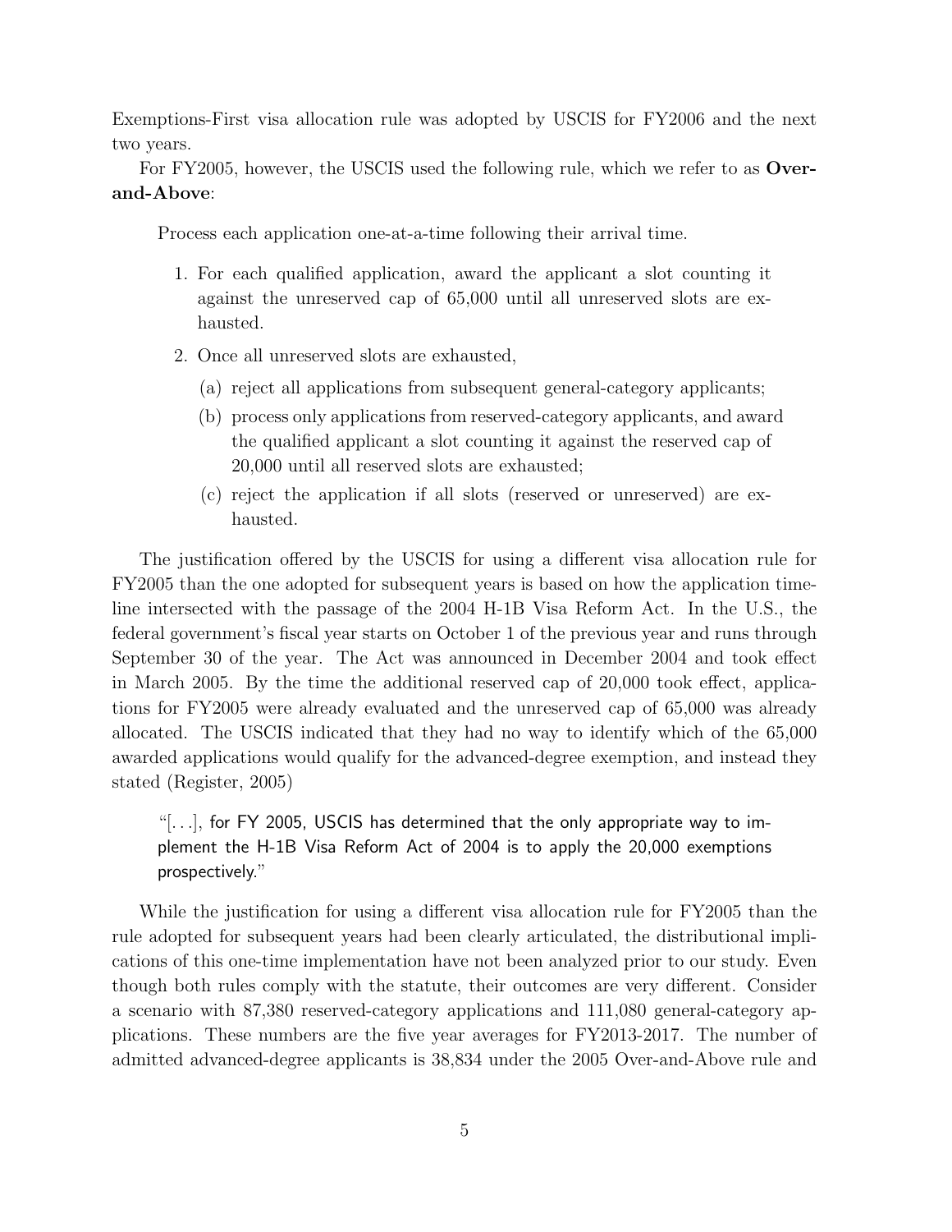Exemptions-First visa allocation rule was adopted by USCIS for FY2006 and the next two years.

For FY2005, however, the USCIS used the following rule, which we refer to as **Over-and-Above**:

> Process each application one-at-a-time following their arrival time.
>
> 1. For each qualified application, award the applicant a slot counting it against the unreserved cap of 65,000 until all unreserved slots are exhausted.
> 2. Once all unreserved slots are exhausted,
>    (a) reject all applications from subsequent general-category applicants;
>    (b) process only applications from reserved-category applicants, and award the qualified applicant a slot counting it against the reserved cap of 20,000 until all reserved slots are exhausted;
>    (c) reject the application if all slots (reserved or unreserved) are exhausted.

The justification offered by the USCIS for using a different visa allocation rule for FY2005 than the one adopted for subsequent years is based on how the application timeline intersected with the passage of the 2004 H-1B Visa Reform Act. In the U.S., the federal government's fiscal year starts on October 1 of the previous year and runs through September 30 of the year. The Act was announced in December 2004 and took effect in March 2005. By the time the additional reserved cap of 20,000 took effect, applications for FY2005 were already evaluated and the unreserved cap of 65,000 was already allocated. The USCIS indicated that they had no way to identify which of the 65,000 awarded applications would qualify for the advanced-degree exemption, and instead they stated (Register, 2005)

> "[...], for FY 2005, USCIS has determined that the only appropriate way to implement the H-1B Visa Reform Act of 2004 is to apply the 20,000 exemptions prospectively."

While the justification for using a different visa allocation rule for FY2005 than the rule adopted for subsequent years had been clearly articulated, the distributional implications of this one-time implementation have not been analyzed prior to our study. Even though both rules comply with the statute, their outcomes are very different. Consider a scenario with 87,380 reserved-category applications and 111,080 general-category applications. These numbers are the five year averages for FY2013-2017. The number of admitted advanced-degree applicants is 38,834 under the 2005 Over-and-Above rule and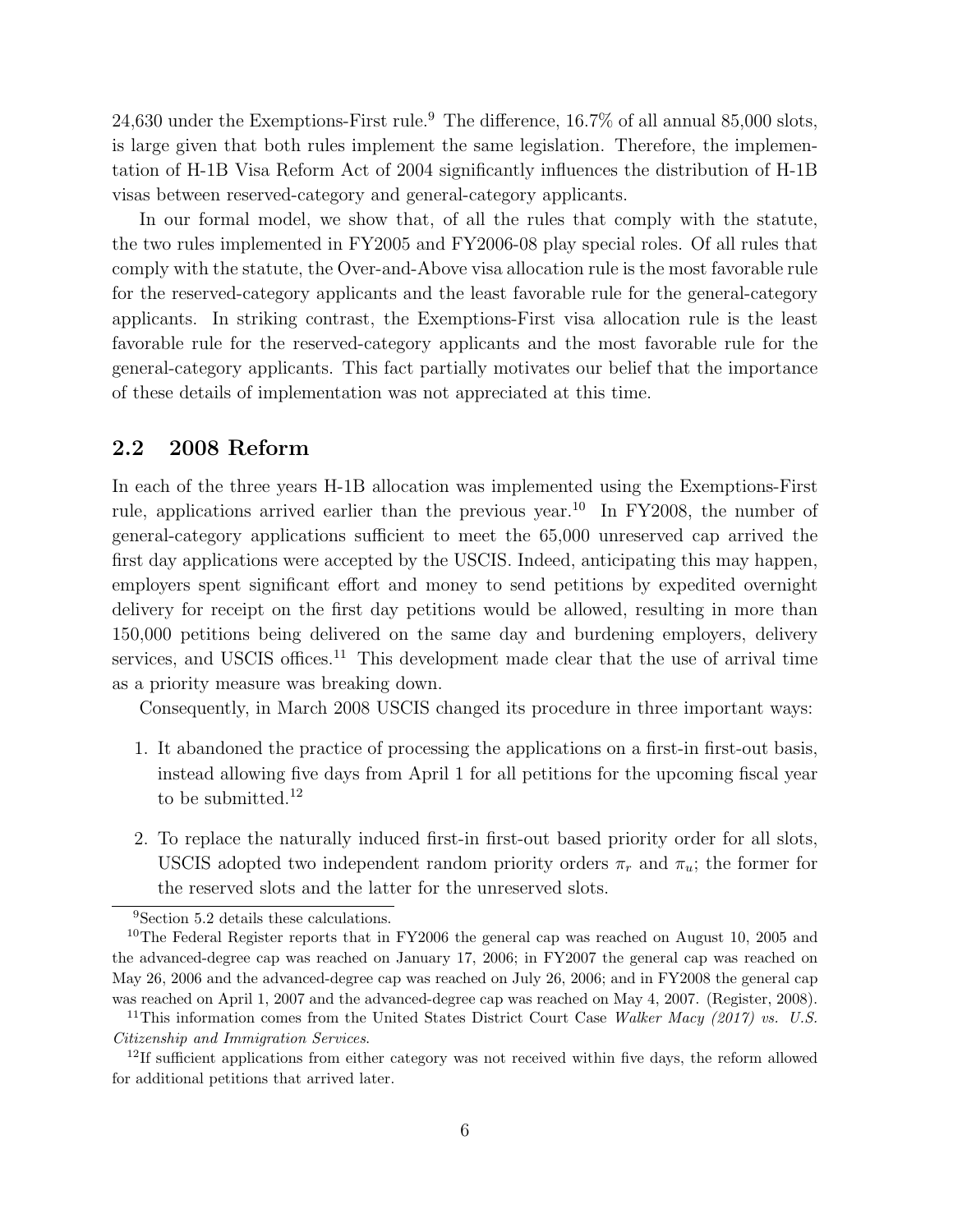24,630 under the Exemptions-First rule.[9] The difference, 16.7% of all annual 85,000 slots, is large given that both rules implement the same legislation. Therefore, the implementation of H-1B Visa Reform Act of 2004 significantly influences the distribution of H-1B visas between reserved-category and general-category applicants.

In our formal model, we show that, of all the rules that comply with the statute, the two rules implemented in FY2005 and FY2006-08 play special roles. Of all rules that comply with the statute, the Over-and-Above visa allocation rule is the most favorable rule for the reserved-category applicants and the least favorable rule for the general-category applicants. In striking contrast, the Exemptions-First visa allocation rule is the least favorable rule for the reserved-category applicants and the most favorable rule for the general-category applicants. This fact partially motivates our belief that the importance of these details of implementation was not appreciated at this time.

## 2.2 2008 Reform

In each of the three years H-1B allocation was implemented using the Exemptions-First rule, applications arrived earlier than the previous year.[10] In FY2008, the number of general-category applications sufficient to meet the 65,000 unreserved cap arrived the first day applications were accepted by the USCIS. Indeed, anticipating this may happen, employers spent significant effort and money to send petitions by expedited overnight delivery for receipt on the first day petitions would be allowed, resulting in more than 150,000 petitions being delivered on the same day and burdening employers, delivery services, and USCIS offices.[11] This development made clear that the use of arrival time as a priority measure was breaking down.

Consequently, in March 2008 USCIS changed its procedure in three important ways:

1. It abandoned the practice of processing the applications on a first-in first-out basis, instead allowing five days from April 1 for all petitions for the upcoming fiscal year to be submitted.[12]

2. To replace the naturally induced first-in first-out based priority order for all slots, USCIS adopted two independent random priority orders $\pi_r$ and $\pi_u$; the former for the reserved slots and the latter for the unreserved slots.

[9] Section 5.2 details these calculations.

[10] The Federal Register reports that in FY2006 the general cap was reached on August 10, 2005 and the advanced-degree cap was reached on January 17, 2006; in FY2007 the general cap was reached on May 26, 2006 and the advanced-degree cap was reached on July 26, 2006; and in FY2008 the general cap was reached on April 1, 2007 and the advanced-degree cap was reached on May 4, 2007. (Register, 2008).

[11] This information comes from the United States District Court Case *Walker Macy (2017) vs. U.S. Citizenship and Immigration Services*.

[12] If sufficient applications from either category was not received within five days, the reform allowed for additional petitions that arrived later.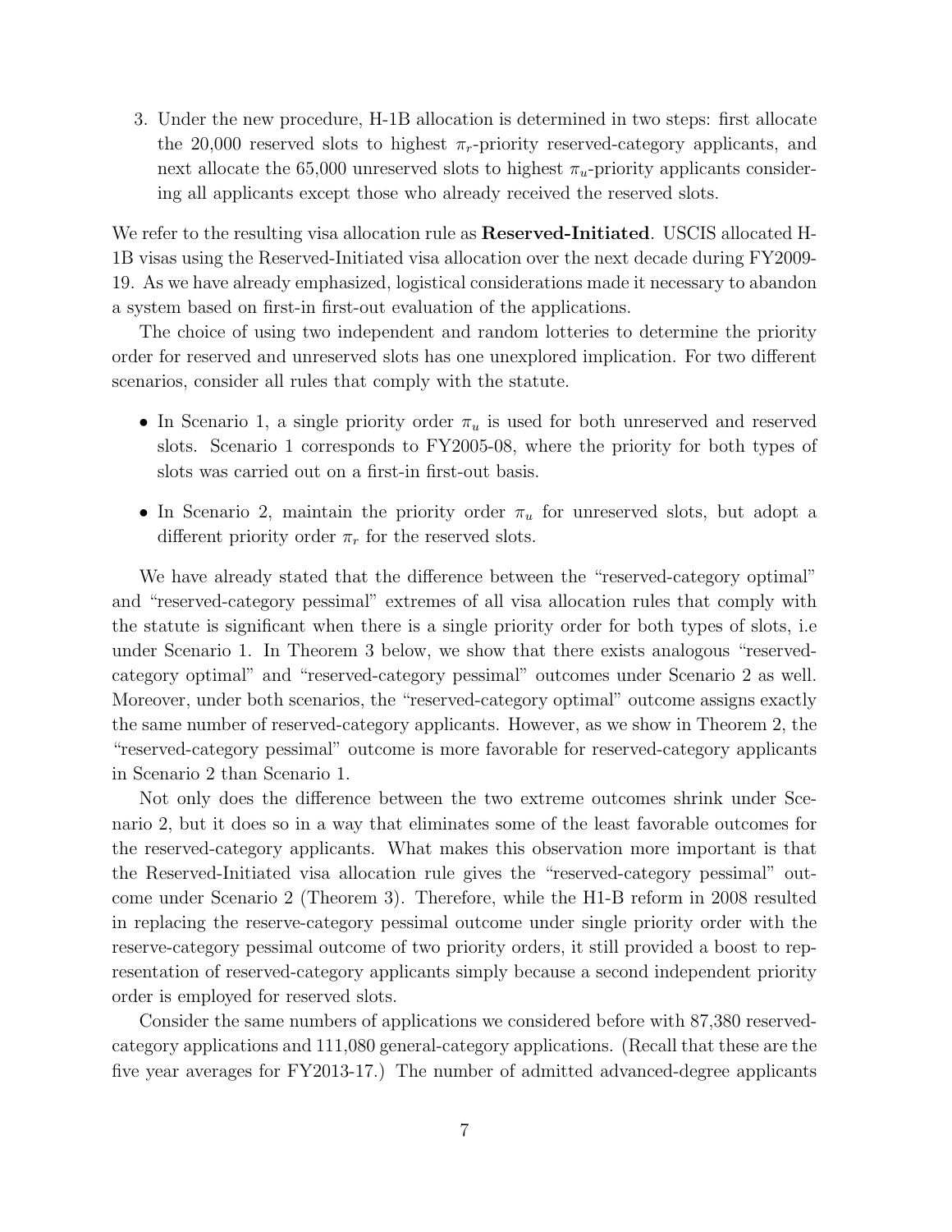3. Under the new procedure, H-1B allocation is determined in two steps: first allocate the 20,000 reserved slots to highest $\pi_r$-priority reserved-category applicants, and next allocate the 65,000 unreserved slots to highest $\pi_u$-priority applicants considering all applicants except those who already received the reserved slots.

We refer to the resulting visa allocation rule as **Reserved-Initiated**. USCIS allocated H-1B visas using the Reserved-Initiated visa allocation over the next decade during FY2009-19. As we have already emphasized, logistical considerations made it necessary to abandon a system based on first-in first-out evaluation of the applications.

The choice of using two independent and random lotteries to determine the priority order for reserved and unreserved slots has one unexplored implication. For two different scenarios, consider all rules that comply with the statute.

- In Scenario 1, a single priority order $\pi_u$ is used for both unreserved and reserved slots. Scenario 1 corresponds to FY2005-08, where the priority for both types of slots was carried out on a first-in first-out basis.
- In Scenario 2, maintain the priority order $\pi_u$ for unreserved slots, but adopt a different priority order $\pi_r$ for the reserved slots.

We have already stated that the difference between the "reserved-category optimal" and "reserved-category pessimal" extremes of all visa allocation rules that comply with the statute is significant when there is a single priority order for both types of slots, i.e under Scenario 1. In Theorem 3 below, we show that there exists analogous "reserved-category optimal" and "reserved-category pessimal" outcomes under Scenario 2 as well. Moreover, under both scenarios, the "reserved-category optimal" outcome assigns exactly the same number of reserved-category applicants. However, as we show in Theorem 2, the "reserved-category pessimal" outcome is more favorable for reserved-category applicants in Scenario 2 than Scenario 1.

Not only does the difference between the two extreme outcomes shrink under Scenario 2, but it does so in a way that eliminates some of the least favorable outcomes for the reserved-category applicants. What makes this observation more important is that the Reserved-Initiated visa allocation rule gives the "reserved-category pessimal" outcome under Scenario 2 (Theorem 3). Therefore, while the H1-B reform in 2008 resulted in replacing the reserve-category pessimal outcome under single priority order with the reserve-category pessimal outcome of two priority orders, it still provided a boost to representation of reserved-category applicants simply because a second independent priority order is employed for reserved slots.

Consider the same numbers of applications we considered before with 87,380 reserved-category applications and 111,080 general-category applications. (Recall that these are the five year averages for FY2013-17.) The number of admitted advanced-degree applicants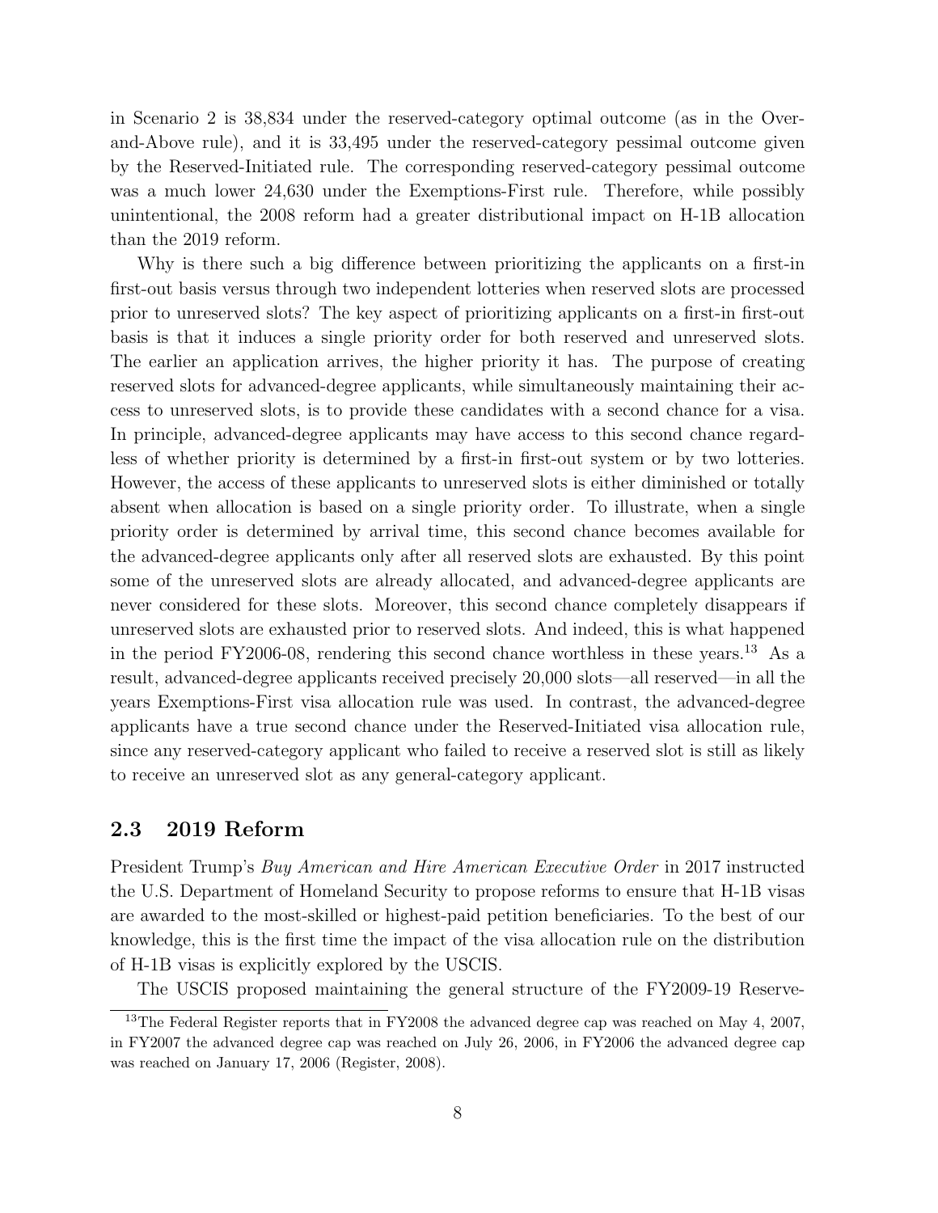in Scenario 2 is 38,834 under the reserved-category optimal outcome (as in the Over-and-Above rule), and it is 33,495 under the reserved-category pessimal outcome given by the Reserved-Initiated rule. The corresponding reserved-category pessimal outcome was a much lower 24,630 under the Exemptions-First rule. Therefore, while possibly unintentional, the 2008 reform had a greater distributional impact on H-1B allocation than the 2019 reform.

Why is there such a big difference between prioritizing the applicants on a first-in first-out basis versus through two independent lotteries when reserved slots are processed prior to unreserved slots? The key aspect of prioritizing applicants on a first-in first-out basis is that it induces a single priority order for both reserved and unreserved slots. The earlier an application arrives, the higher priority it has. The purpose of creating reserved slots for advanced-degree applicants, while simultaneously maintaining their access to unreserved slots, is to provide these candidates with a second chance for a visa. In principle, advanced-degree applicants may have access to this second chance regardless of whether priority is determined by a first-in first-out system or by two lotteries. However, the access of these applicants to unreserved slots is either diminished or totally absent when allocation is based on a single priority order. To illustrate, when a single priority order is determined by arrival time, this second chance becomes available for the advanced-degree applicants only after all reserved slots are exhausted. By this point some of the unreserved slots are already allocated, and advanced-degree applicants are never considered for these slots. Moreover, this second chance completely disappears if unreserved slots are exhausted prior to reserved slots. And indeed, this is what happened in the period FY2006-08, rendering this second chance worthless in these years.[13] As a result, advanced-degree applicants received precisely 20,000 slots—all reserved—in all the years Exemptions-First visa allocation rule was used. In contrast, the advanced-degree applicants have a true second chance under the Reserved-Initiated visa allocation rule, since any reserved-category applicant who failed to receive a reserved slot is still as likely to receive an unreserved slot as any general-category applicant.

## 2.3 2019 Reform

President Trump's *Buy American and Hire American Executive Order* in 2017 instructed the U.S. Department of Homeland Security to propose reforms to ensure that H-1B visas are awarded to the most-skilled or highest-paid petition beneficiaries. To the best of our knowledge, this is the first time the impact of the visa allocation rule on the distribution of H-1B visas is explicitly explored by the USCIS.

The USCIS proposed maintaining the general structure of the FY2009-19 Reserve-

[13] The Federal Register reports that in FY2008 the advanced degree cap was reached on May 4, 2007, in FY2007 the advanced degree cap was reached on July 26, 2006, in FY2006 the advanced degree cap was reached on January 17, 2006 (Register, 2008).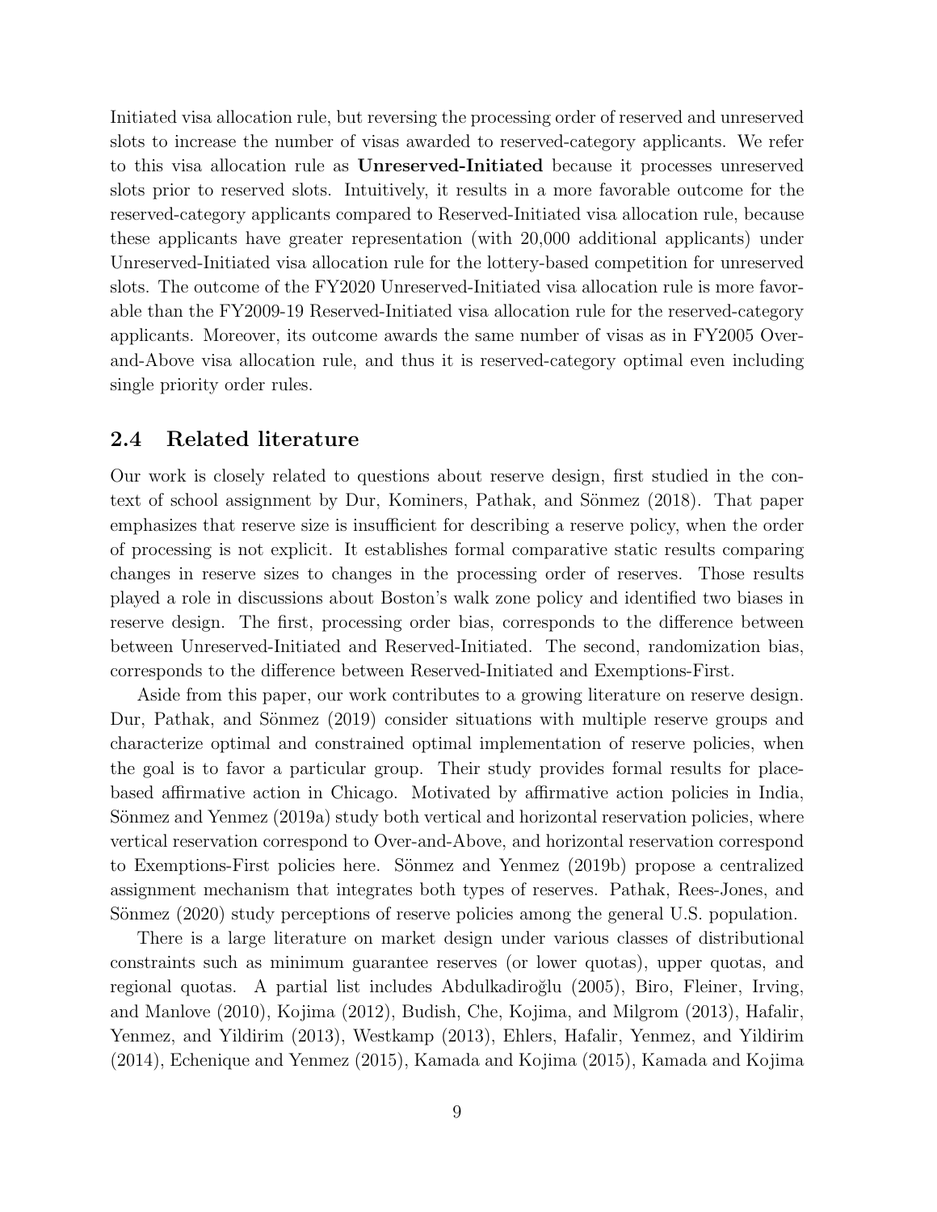Initiated visa allocation rule, but reversing the processing order of reserved and unreserved slots to increase the number of visas awarded to reserved-category applicants. We refer to this visa allocation rule as **Unreserved-Initiated** because it processes unreserved slots prior to reserved slots. Intuitively, it results in a more favorable outcome for the reserved-category applicants compared to Reserved-Initiated visa allocation rule, because these applicants have greater representation (with 20,000 additional applicants) under Unreserved-Initiated visa allocation rule for the lottery-based competition for unreserved slots. The outcome of the FY2020 Unreserved-Initiated visa allocation rule is more favorable than the FY2009-19 Reserved-Initiated visa allocation rule for the reserved-category applicants. Moreover, its outcome awards the same number of visas as in FY2005 Over-and-Above visa allocation rule, and thus it is reserved-category optimal even including single priority order rules.

## 2.4 Related literature

Our work is closely related to questions about reserve design, first studied in the context of school assignment by Dur, Kominers, Pathak, and Sönmez (2018). That paper emphasizes that reserve size is insufficient for describing a reserve policy, when the order of processing is not explicit. It establishes formal comparative static results comparing changes in reserve sizes to changes in the processing order of reserves. Those results played a role in discussions about Boston's walk zone policy and identified two biases in reserve design. The first, processing order bias, corresponds to the difference between between Unreserved-Initiated and Reserved-Initiated. The second, randomization bias, corresponds to the difference between Reserved-Initiated and Exemptions-First.

Aside from this paper, our work contributes to a growing literature on reserve design. Dur, Pathak, and Sönmez (2019) consider situations with multiple reserve groups and characterize optimal and constrained optimal implementation of reserve policies, when the goal is to favor a particular group. Their study provides formal results for place-based affirmative action in Chicago. Motivated by affirmative action policies in India, Sönmez and Yenmez (2019a) study both vertical and horizontal reservation policies, where vertical reservation correspond to Over-and-Above, and horizontal reservation correspond to Exemptions-First policies here. Sönmez and Yenmez (2019b) propose a centralized assignment mechanism that integrates both types of reserves. Pathak, Rees-Jones, and Sönmez (2020) study perceptions of reserve policies among the general U.S. population.

There is a large literature on market design under various classes of distributional constraints such as minimum guarantee reserves (or lower quotas), upper quotas, and regional quotas. A partial list includes Abdulkadiroğlu (2005), Biro, Fleiner, Irving, and Manlove (2010), Kojima (2012), Budish, Che, Kojima, and Milgrom (2013), Hafalir, Yenmez, and Yildirim (2013), Westkamp (2013), Ehlers, Hafalir, Yenmez, and Yildirim (2014), Echenique and Yenmez (2015), Kamada and Kojima (2015), Kamada and Kojima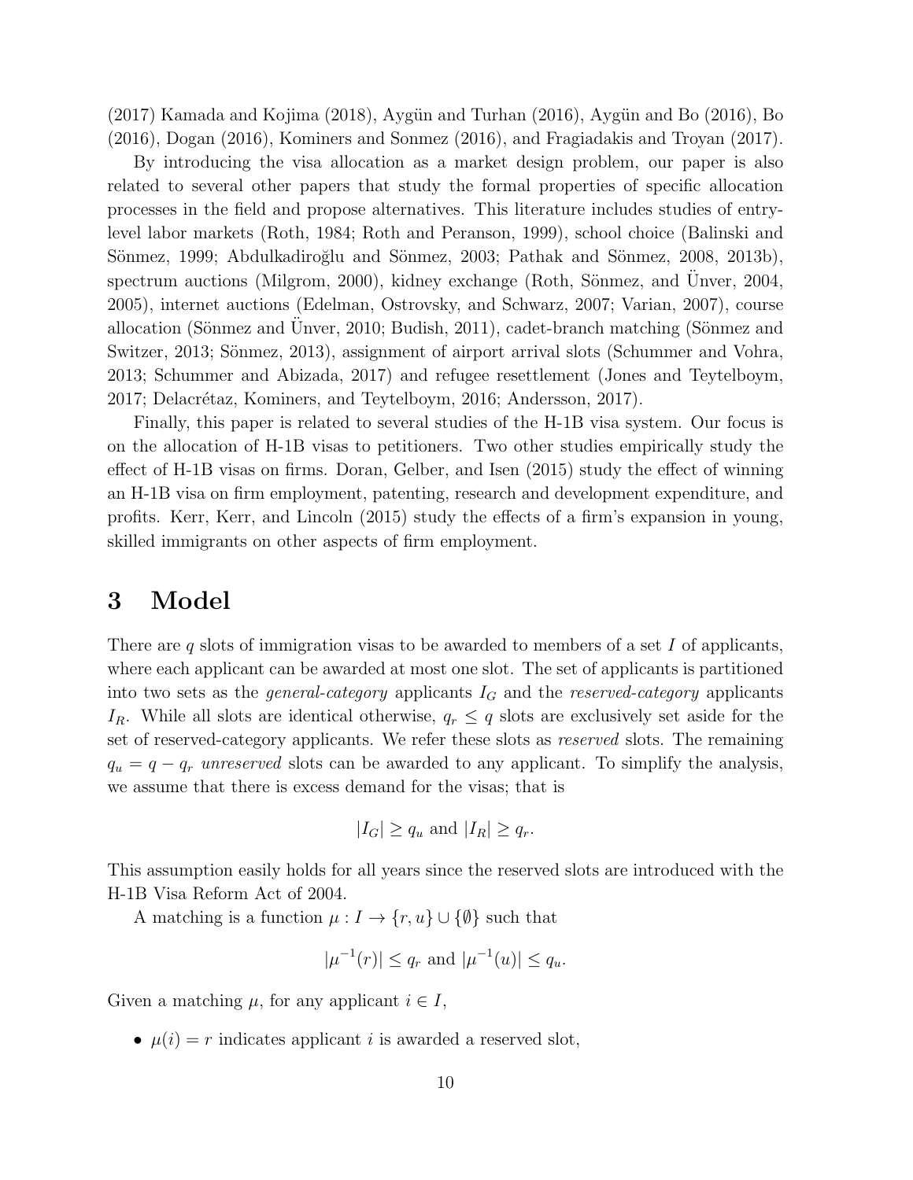(2017) Kamada and Kojima (2018), Aygün and Turhan (2016), Aygün and Bo (2016), Bo (2016), Dogan (2016), Kominers and Sonmez (2016), and Fragiadakis and Troyan (2017).

By introducing the visa allocation as a market design problem, our paper is also related to several other papers that study the formal properties of specific allocation processes in the field and propose alternatives. This literature includes studies of entry-level labor markets (Roth, 1984; Roth and Peranson, 1999), school choice (Balinski and Sönmez, 1999; Abdulkadiroğlu and Sönmez, 2003; Pathak and Sönmez, 2008, 2013b), spectrum auctions (Milgrom, 2000), kidney exchange (Roth, Sönmez, and Ünver, 2004, 2005), internet auctions (Edelman, Ostrovsky, and Schwarz, 2007; Varian, 2007), course allocation (Sönmez and Ünver, 2010; Budish, 2011), cadet-branch matching (Sönmez and Switzer, 2013; Sönmez, 2013), assignment of airport arrival slots (Schummer and Vohra, 2013; Schummer and Abizada, 2017) and refugee resettlement (Jones and Teytelboym, 2017; Delacrétaz, Kominers, and Teytelboym, 2016; Andersson, 2017).

Finally, this paper is related to several studies of the H-1B visa system. Our focus is on the allocation of H-1B visas to petitioners. Two other studies empirically study the effect of H-1B visas on firms. Doran, Gelber, and Isen (2015) study the effect of winning an H-1B visa on firm employment, patenting, research and development expenditure, and profits. Kerr, Kerr, and Lincoln (2015) study the effects of a firm's expansion in young, skilled immigrants on other aspects of firm employment.

# 3 Model

There are $q$ slots of immigration visas to be awarded to members of a set $I$ of applicants, where each applicant can be awarded at most one slot. The set of applicants is partitioned into two sets as the *general-category* applicants $I_G$ and the *reserved-category* applicants $I_R$. While all slots are identical otherwise, $q_r \leq q$ slots are exclusively set aside for the set of reserved-category applicants. We refer these slots as *reserved* slots. The remaining $q_u = q - q_r$ *unreserved* slots can be awarded to any applicant. To simplify the analysis, we assume that there is excess demand for the visas; that is

$$|I_G| \geq q_u \text{ and } |I_R| \geq q_r.$$

This assumption easily holds for all years since the reserved slots are introduced with the H-1B Visa Reform Act of 2004.

A matching is a function $\mu : I \rightarrow \{r, u\} \cup \{\emptyset\}$ such that

$$|\mu^{-1}(r)| \leq q_r \text{ and } |\mu^{-1}(u)| \leq q_u.$$

Given a matching $\mu$, for any applicant $i \in I$,

- $\mu(i) = r$ indicates applicant $i$ is awarded a reserved slot,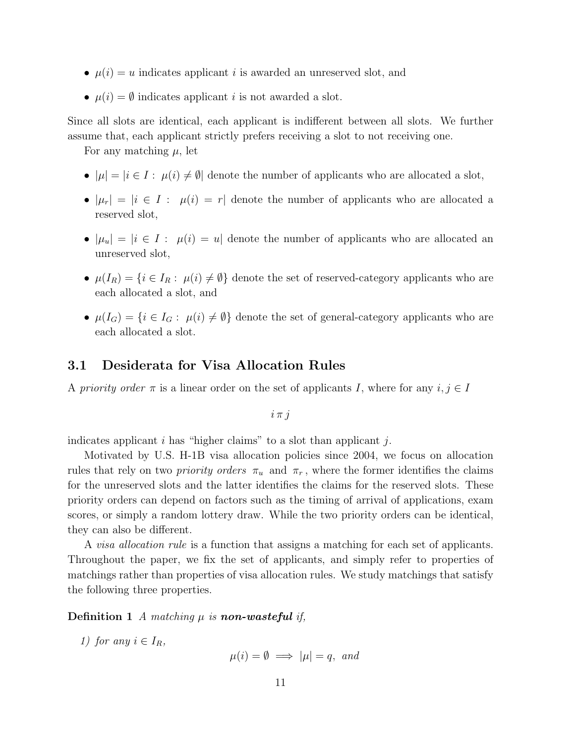- $\mu(i) = u$ indicates applicant $i$ is awarded an unreserved slot, and
- $\mu(i) = \emptyset$ indicates applicant $i$ is not awarded a slot.

Since all slots are identical, each applicant is indifferent between all slots. We further assume that, each applicant strictly prefers receiving a slot to not receiving one.

For any matching $\mu$, let

- $|\mu| = |i \in I : \ \mu(i) \neq \emptyset|$ denote the number of applicants who are allocated a slot,
- $|\mu_r| = |i \in I : \ \mu(i) = r|$ denote the number of applicants who are allocated a reserved slot,
- $|\mu_u| = |i \in I : \ \mu(i) = u|$ denote the number of applicants who are allocated an unreserved slot,
- $\mu(I_R) = \{i \in I_R : \ \mu(i) \neq \emptyset\}$ denote the set of reserved-category applicants who are each allocated a slot, and
- $\mu(I_G) = \{i \in I_G : \ \mu(i) \neq \emptyset\}$ denote the set of general-category applicants who are each allocated a slot.

## 3.1 Desiderata for Visa Allocation Rules

A *priority order* $\pi$ is a linear order on the set of applicants $I$, where for any $i, j \in I$

$$i \, \pi \, j$$

indicates applicant $i$ has "higher claims" to a slot than applicant $j$.

Motivated by U.S. H-1B visa allocation policies since 2004, we focus on allocation rules that rely on two *priority orders* $\pi_u$ and $\pi_r$, where the former identifies the claims for the unreserved slots and the latter identifies the claims for the reserved slots. These priority orders can depend on factors such as the timing of arrival of applications, exam scores, or simply a random lottery draw. While the two priority orders can be identical, they can also be different.

A *visa allocation rule* is a function that assigns a matching for each set of applicants. Throughout the paper, we fix the set of applicants, and simply refer to properties of matchings rather than properties of visa allocation rules. We study matchings that satisfy the following three properties.

**Definition 1** *A matching $\mu$ is **non-wasteful** if,*

*1) for any $i \in I_R$,*

$$\mu(i) = \emptyset \implies |\mu| = q, \ \textit{and}$$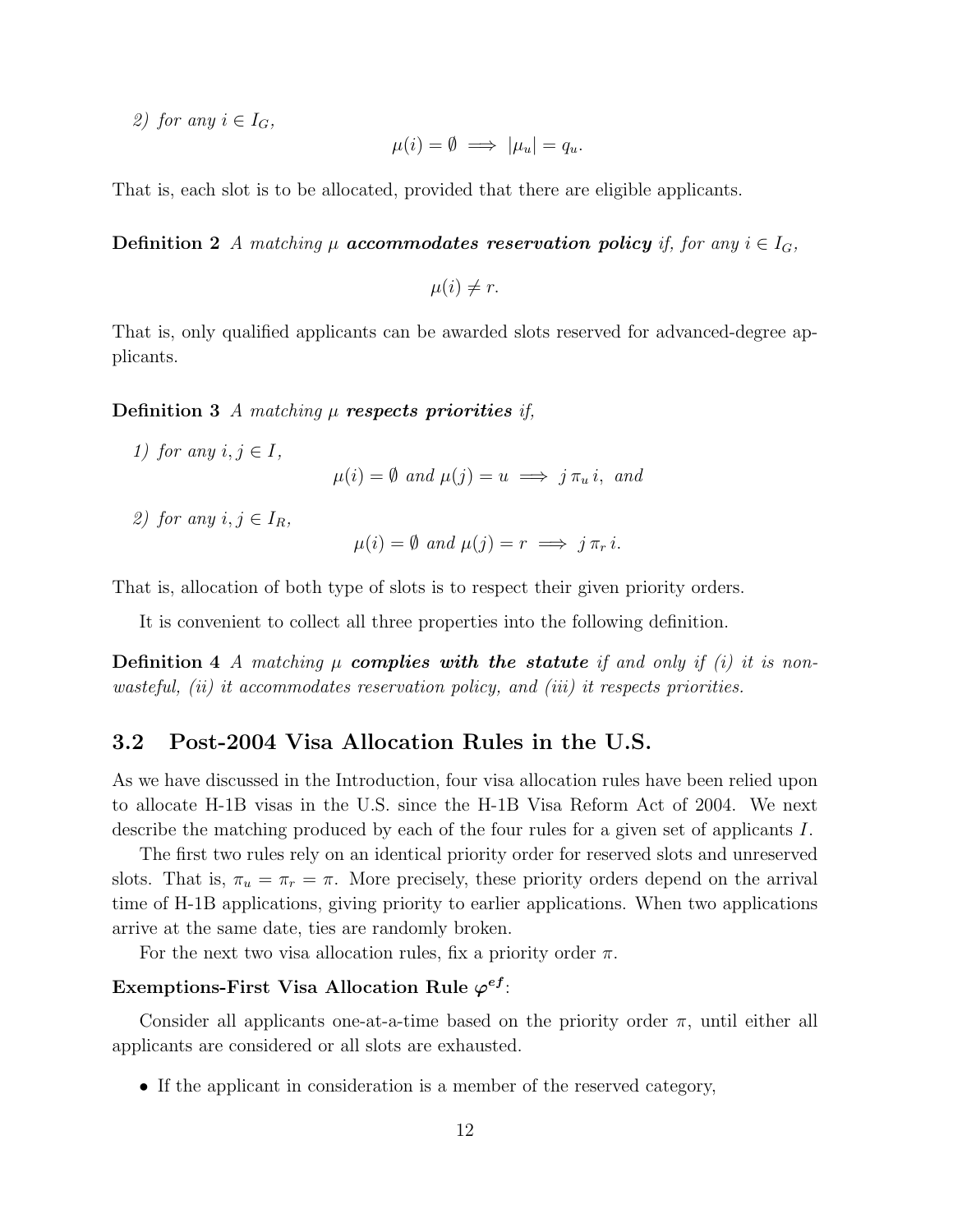*2) for any $i \in I_G$,*

$$\mu(i) = \emptyset \implies |\mu_u| = q_u.$$

That is, each slot is to be allocated, provided that there are eligible applicants.

**Definition 2** *A matching $\mu$ **accommodates reservation policy** if, for any $i \in I_G$,*

$$\mu(i) \neq r.$$

That is, only qualified applicants can be awarded slots reserved for advanced-degree applicants.

**Definition 3** *A matching $\mu$ **respects priorities** if,*

*1) for any $i, j \in I$,*

$$\mu(i) = \emptyset \text{ and } \mu(j) = u \implies j \, \pi_u \, i, \text{ and}$$

*2) for any $i, j \in I_R$,*

$$\mu(i) = \emptyset \text{ and } \mu(j) = r \implies j \, \pi_r \, i.$$

That is, allocation of both type of slots is to respect their given priority orders.

It is convenient to collect all three properties into the following definition.

**Definition 4** *A matching $\mu$ **complies with the statute** if and only if (i) it is non-wasteful, (ii) it accommodates reservation policy, and (iii) it respects priorities.*

## 3.2 Post-2004 Visa Allocation Rules in the U.S.

As we have discussed in the Introduction, four visa allocation rules have been relied upon to allocate H-1B visas in the U.S. since the H-1B Visa Reform Act of 2004. We next describe the matching produced by each of the four rules for a given set of applicants $I$.

The first two rules rely on an identical priority order for reserved slots and unreserved slots. That is, $\pi_u = \pi_r = \pi$. More precisely, these priority orders depend on the arrival time of H-1B applications, giving priority to earlier applications. When two applications arrive at the same date, ties are randomly broken.

For the next two visa allocation rules, fix a priority order $\pi$.

**Exemptions-First Visa Allocation Rule $\varphi^{ef}$:**

Consider all applicants one-at-a-time based on the priority order $\pi$, until either all applicants are considered or all slots are exhausted.

- If the applicant in consideration is a member of the reserved category,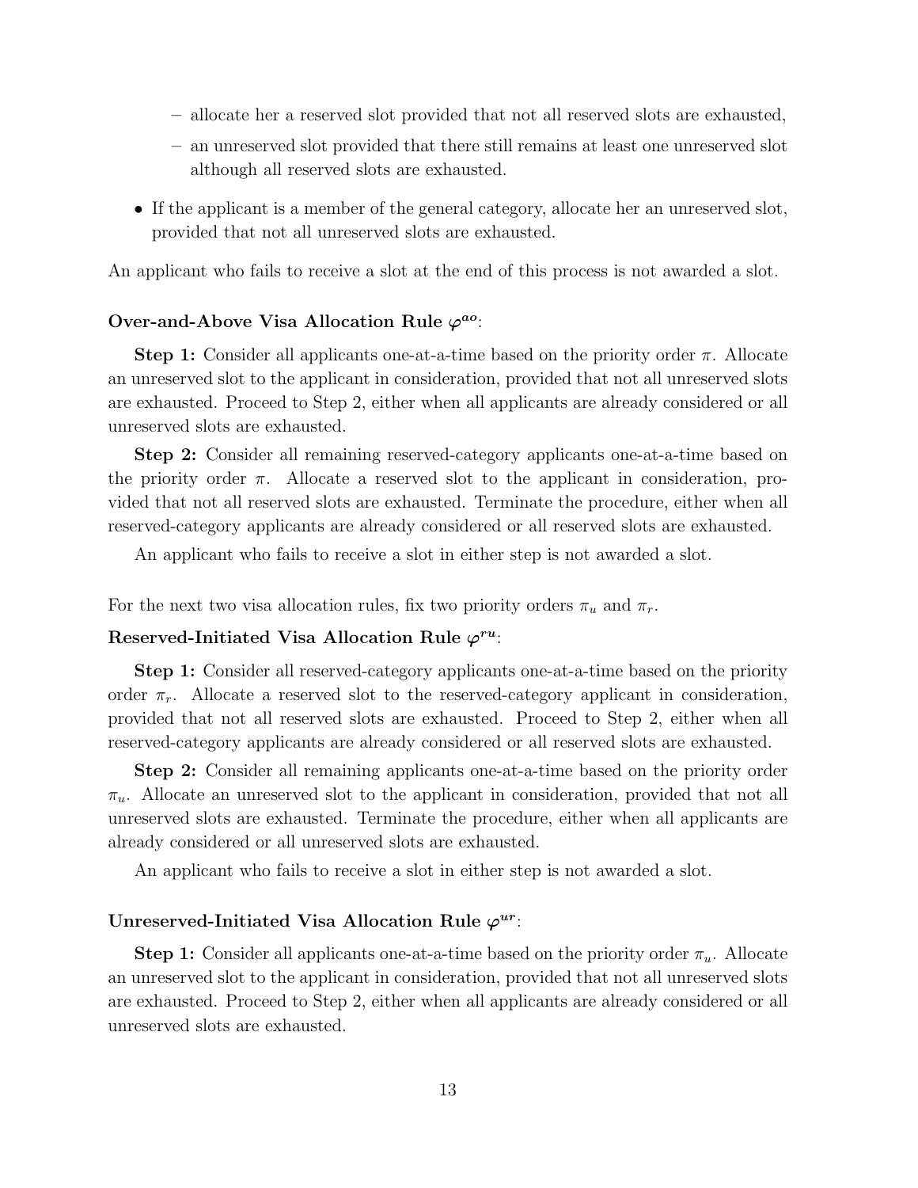- allocate her a reserved slot provided that not all reserved slots are exhausted,
  - an unreserved slot provided that there still remains at least one unreserved slot although all reserved slots are exhausted.

- If the applicant is a member of the general category, allocate her an unreserved slot, provided that not all unreserved slots are exhausted.

An applicant who fails to receive a slot at the end of this process is not awarded a slot.

**Over-and-Above Visa Allocation Rule $\varphi^{ao}$:**

**Step 1:** Consider all applicants one-at-a-time based on the priority order $\pi$. Allocate an unreserved slot to the applicant in consideration, provided that not all unreserved slots are exhausted. Proceed to Step 2, either when all applicants are already considered or all unreserved slots are exhausted.

**Step 2:** Consider all remaining reserved-category applicants one-at-a-time based on the priority order $\pi$. Allocate a reserved slot to the applicant in consideration, provided that not all reserved slots are exhausted. Terminate the procedure, either when all reserved-category applicants are already considered or all reserved slots are exhausted.

An applicant who fails to receive a slot in either step is not awarded a slot.

For the next two visa allocation rules, fix two priority orders $\pi_u$ and $\pi_r$.

**Reserved-Initiated Visa Allocation Rule $\varphi^{ru}$:**

**Step 1:** Consider all reserved-category applicants one-at-a-time based on the priority order $\pi_r$. Allocate a reserved slot to the reserved-category applicant in consideration, provided that not all reserved slots are exhausted. Proceed to Step 2, either when all reserved-category applicants are already considered or all reserved slots are exhausted.

**Step 2:** Consider all remaining applicants one-at-a-time based on the priority order $\pi_u$. Allocate an unreserved slot to the applicant in consideration, provided that not all unreserved slots are exhausted. Terminate the procedure, either when all applicants are already considered or all unreserved slots are exhausted.

An applicant who fails to receive a slot in either step is not awarded a slot.

**Unreserved-Initiated Visa Allocation Rule $\varphi^{ur}$:**

**Step 1:** Consider all applicants one-at-a-time based on the priority order $\pi_u$. Allocate an unreserved slot to the applicant in consideration, provided that not all unreserved slots are exhausted. Proceed to Step 2, either when all applicants are already considered or all unreserved slots are exhausted.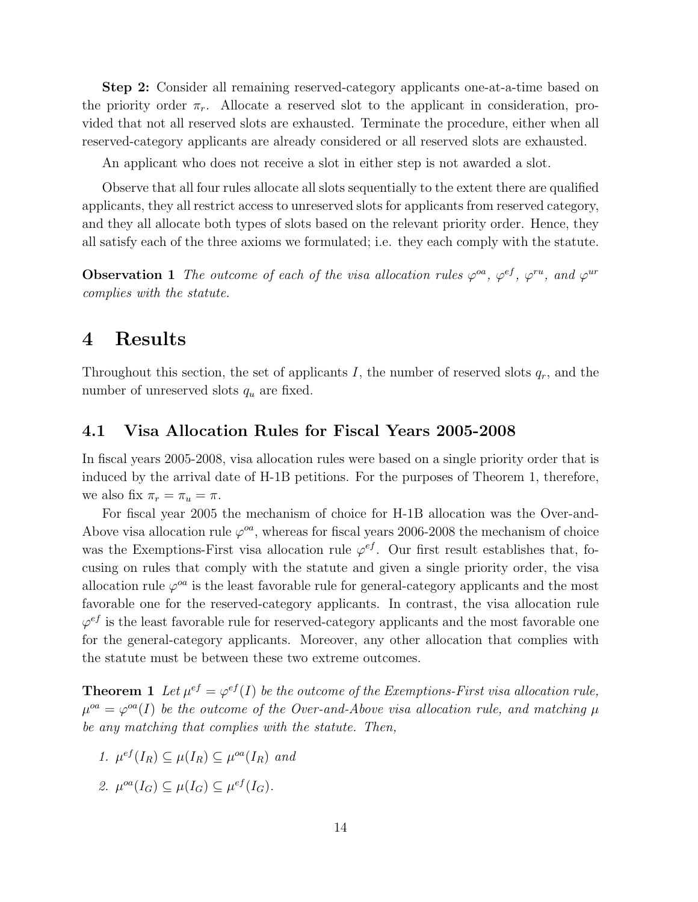**Step 2:** Consider all remaining reserved-category applicants one-at-a-time based on the priority order $\pi_r$. Allocate a reserved slot to the applicant in consideration, provided that not all reserved slots are exhausted. Terminate the procedure, either when all reserved-category applicants are already considered or all reserved slots are exhausted.

An applicant who does not receive a slot in either step is not awarded a slot.

Observe that all four rules allocate all slots sequentially to the extent there are qualified applicants, they all restrict access to unreserved slots for applicants from reserved category, and they all allocate both types of slots based on the relevant priority order. Hence, they all satisfy each of the three axioms we formulated; i.e. they each comply with the statute.

**Observation 1** *The outcome of each of the visa allocation rules $\varphi^{oa}$, $\varphi^{ef}$, $\varphi^{ru}$, and $\varphi^{ur}$ complies with the statute.*

# 4 Results

Throughout this section, the set of applicants $I$, the number of reserved slots $q_r$, and the number of unreserved slots $q_u$ are fixed.

## 4.1 Visa Allocation Rules for Fiscal Years 2005-2008

In fiscal years 2005-2008, visa allocation rules were based on a single priority order that is induced by the arrival date of H-1B petitions. For the purposes of Theorem 1, therefore, we also fix $\pi_r = \pi_u = \pi$.

For fiscal year 2005 the mechanism of choice for H-1B allocation was the Over-and-Above visa allocation rule $\varphi^{oa}$, whereas for fiscal years 2006-2008 the mechanism of choice was the Exemptions-First visa allocation rule $\varphi^{ef}$. Our first result establishes that, focusing on rules that comply with the statute and given a single priority order, the visa allocation rule $\varphi^{oa}$ is the least favorable rule for general-category applicants and the most favorable one for the reserved-category applicants. In contrast, the visa allocation rule $\varphi^{ef}$ is the least favorable rule for reserved-category applicants and the most favorable one for the general-category applicants. Moreover, any other allocation that complies with the statute must be between these two extreme outcomes.

**Theorem 1** *Let $\mu^{ef} = \varphi^{ef}(I)$ be the outcome of the Exemptions-First visa allocation rule, $\mu^{oa} = \varphi^{oa}(I)$ be the outcome of the Over-and-Above visa allocation rule, and matching $\mu$ be any matching that complies with the statute. Then,*

1. $\mu^{ef}(I_R) \subseteq \mu(I_R) \subseteq \mu^{oa}(I_R)$ *and*
2. $\mu^{oa}(I_G) \subseteq \mu(I_G) \subseteq \mu^{ef}(I_G)$.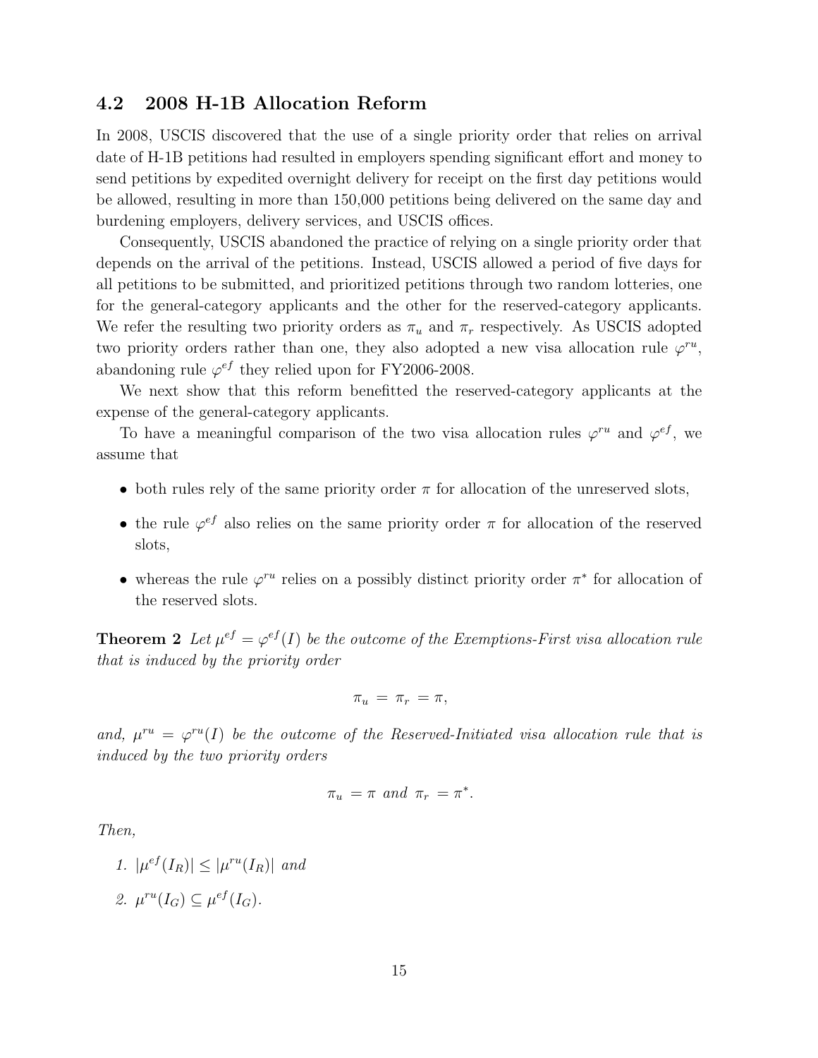### 4.2 2008 H-1B Allocation Reform

In 2008, USCIS discovered that the use of a single priority order that relies on arrival date of H-1B petitions had resulted in employers spending significant effort and money to send petitions by expedited overnight delivery for receipt on the first day petitions would be allowed, resulting in more than 150,000 petitions being delivered on the same day and burdening employers, delivery services, and USCIS offices.

Consequently, USCIS abandoned the practice of relying on a single priority order that depends on the arrival of the petitions. Instead, USCIS allowed a period of five days for all petitions to be submitted, and prioritized petitions through two random lotteries, one for the general-category applicants and the other for the reserved-category applicants. We refer the resulting two priority orders as $\pi_u$ and $\pi_r$ respectively. As USCIS adopted two priority orders rather than one, they also adopted a new visa allocation rule $\varphi^{ru}$, abandoning rule $\varphi^{ef}$ they relied upon for FY2006-2008.

We next show that this reform benefitted the reserved-category applicants at the expense of the general-category applicants.

To have a meaningful comparison of the two visa allocation rules $\varphi^{ru}$ and $\varphi^{ef}$, we assume that

- both rules rely of the same priority order $\pi$ for allocation of the unreserved slots,
- the rule $\varphi^{ef}$ also relies on the same priority order $\pi$ for allocation of the reserved slots,
- whereas the rule $\varphi^{ru}$ relies on a possibly distinct priority order $\pi^*$ for allocation of the reserved slots.

**Theorem 2** *Let $\mu^{ef} = \varphi^{ef}(I)$ be the outcome of the Exemptions-First visa allocation rule that is induced by the priority order*

$$\pi_u = \pi_r = \pi,$$

*and, $\mu^{ru} = \varphi^{ru}(I)$ be the outcome of the Reserved-Initiated visa allocation rule that is induced by the two priority orders*

$$\pi_u = \pi \text{ and } \pi_r = \pi^*.$$

*Then,*

1. $|\mu^{ef}(I_R)| \leq |\mu^{ru}(I_R)|$ *and*
2. $\mu^{ru}(I_G) \subseteq \mu^{ef}(I_G)$.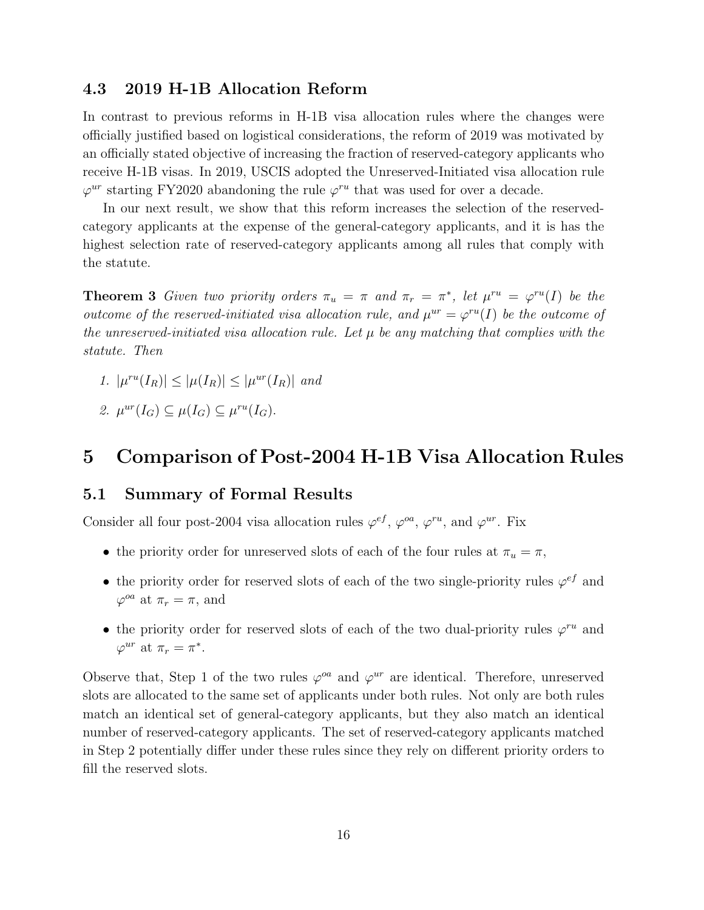### 4.3 2019 H-1B Allocation Reform

In contrast to previous reforms in H-1B visa allocation rules where the changes were officially justified based on logistical considerations, the reform of 2019 was motivated by an officially stated objective of increasing the fraction of reserved-category applicants who receive H-1B visas. In 2019, USCIS adopted the Unreserved-Initiated visa allocation rule $\varphi^{ur}$ starting FY2020 abandoning the rule $\varphi^{ru}$ that was used for over a decade.

In our next result, we show that this reform increases the selection of the reserved-category applicants at the expense of the general-category applicants, and it is has the highest selection rate of reserved-category applicants among all rules that comply with the statute.

**Theorem 3** *Given two priority orders $\pi_u = \pi$ and $\pi_r = \pi^*$, let $\mu^{ru} = \varphi^{ru}(I)$ be the outcome of the reserved-initiated visa allocation rule, and $\mu^{ur} = \varphi^{ru}(I)$ be the outcome of the unreserved-initiated visa allocation rule. Let $\mu$ be any matching that complies with the statute. Then*

1. $|\mu^{ru}(I_R)| \leq |\mu(I_R)| \leq |\mu^{ur}(I_R)|$ *and*
2. $\mu^{ur}(I_G) \subseteq \mu(I_G) \subseteq \mu^{ru}(I_G)$.

## 5 Comparison of Post-2004 H-1B Visa Allocation Rules

### 5.1 Summary of Formal Results

Consider all four post-2004 visa allocation rules $\varphi^{ef}$, $\varphi^{oa}$, $\varphi^{ru}$, and $\varphi^{ur}$. Fix

- the priority order for unreserved slots of each of the four rules at $\pi_u = \pi$,
- the priority order for reserved slots of each of the two single-priority rules $\varphi^{ef}$ and $\varphi^{oa}$ at $\pi_r = \pi$, and
- the priority order for reserved slots of each of the two dual-priority rules $\varphi^{ru}$ and $\varphi^{ur}$ at $\pi_r = \pi^*$.

Observe that, Step 1 of the two rules $\varphi^{oa}$ and $\varphi^{ur}$ are identical. Therefore, unreserved slots are allocated to the same set of applicants under both rules. Not only are both rules match an identical set of general-category applicants, but they also match an identical number of reserved-category applicants. The set of reserved-category applicants matched in Step 2 potentially differ under these rules since they rely on different priority orders to fill the reserved slots.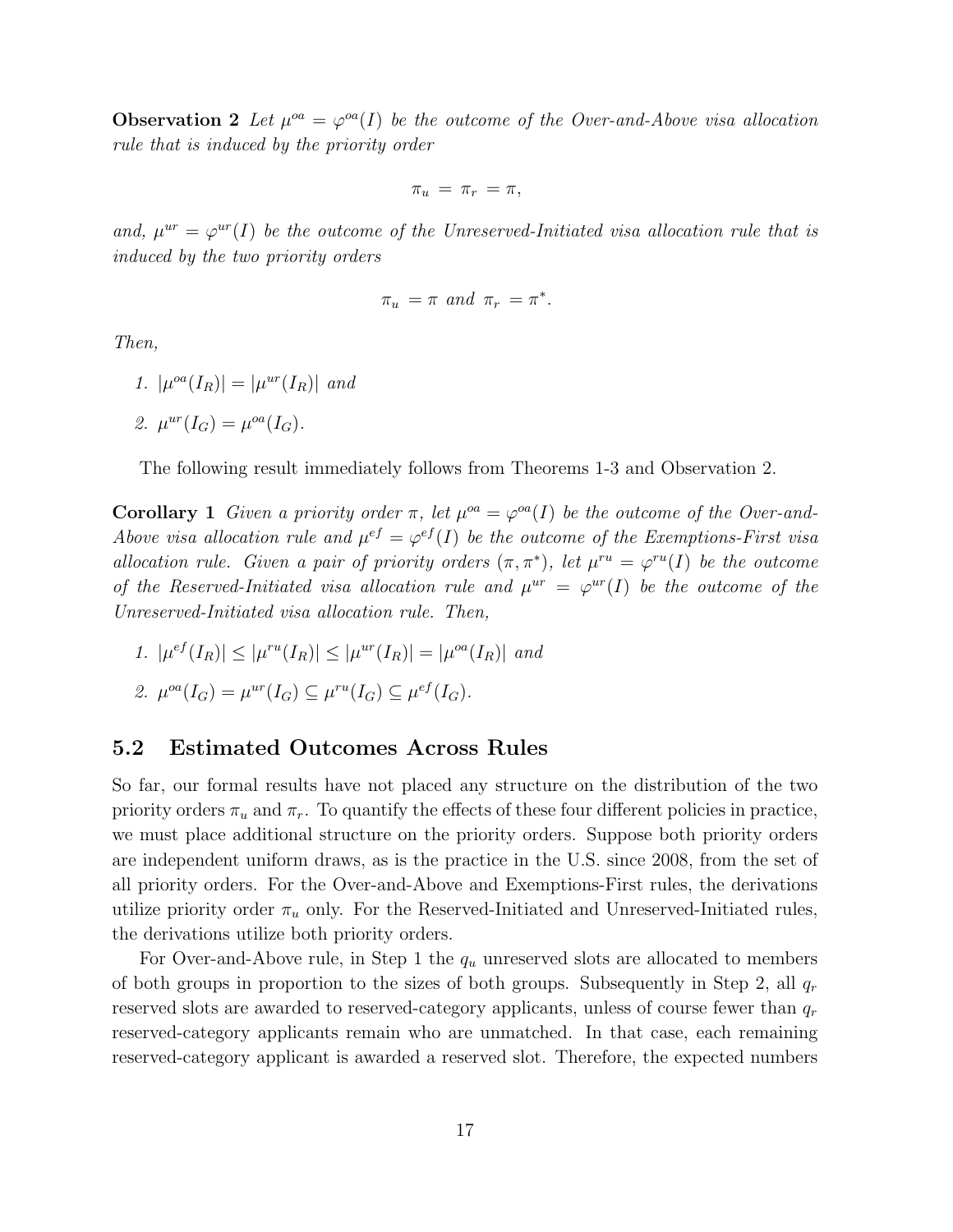**Observation 2** *Let $\mu^{oa} = \varphi^{oa}(I)$ be the outcome of the Over-and-Above visa allocation rule that is induced by the priority order*

$$\pi_u = \pi_r = \pi,$$

*and, $\mu^{ur} = \varphi^{ur}(I)$ be the outcome of the Unreserved-Initiated visa allocation rule that is induced by the two priority orders*

$$\pi_u = \pi \text{ and } \pi_r = \pi^*.$$

*Then,*

1. $|\mu^{oa}(I_R)| = |\mu^{ur}(I_R)|$ *and*
2. $\mu^{ur}(I_G) = \mu^{oa}(I_G)$.

The following result immediately follows from Theorems 1-3 and Observation 2.

**Corollary 1** *Given a priority order $\pi$, let $\mu^{oa} = \varphi^{oa}(I)$ be the outcome of the Over-and-Above visa allocation rule and $\mu^{ef} = \varphi^{ef}(I)$ be the outcome of the Exemptions-First visa allocation rule. Given a pair of priority orders $(\pi, \pi^*)$, let $\mu^{ru} = \varphi^{ru}(I)$ be the outcome of the Reserved-Initiated visa allocation rule and $\mu^{ur} = \varphi^{ur}(I)$ be the outcome of the Unreserved-Initiated visa allocation rule. Then,*

1. $|\mu^{ef}(I_R)| \leq |\mu^{ru}(I_R)| \leq |\mu^{ur}(I_R)| = |\mu^{oa}(I_R)|$ *and*
2. $\mu^{oa}(I_G) = \mu^{ur}(I_G) \subseteq \mu^{ru}(I_G) \subseteq \mu^{ef}(I_G)$.

## 5.2 Estimated Outcomes Across Rules

So far, our formal results have not placed any structure on the distribution of the two priority orders $\pi_u$ and $\pi_r$. To quantify the effects of these four different policies in practice, we must place additional structure on the priority orders. Suppose both priority orders are independent uniform draws, as is the practice in the U.S. since 2008, from the set of all priority orders. For the Over-and-Above and Exemptions-First rules, the derivations utilize priority order $\pi_u$ only. For the Reserved-Initiated and Unreserved-Initiated rules, the derivations utilize both priority orders.

For Over-and-Above rule, in Step 1 the $q_u$ unreserved slots are allocated to members of both groups in proportion to the sizes of both groups. Subsequently in Step 2, all $q_r$ reserved slots are awarded to reserved-category applicants, unless of course fewer than $q_r$ reserved-category applicants remain who are unmatched. In that case, each remaining reserved-category applicant is awarded a reserved slot. Therefore, the expected numbers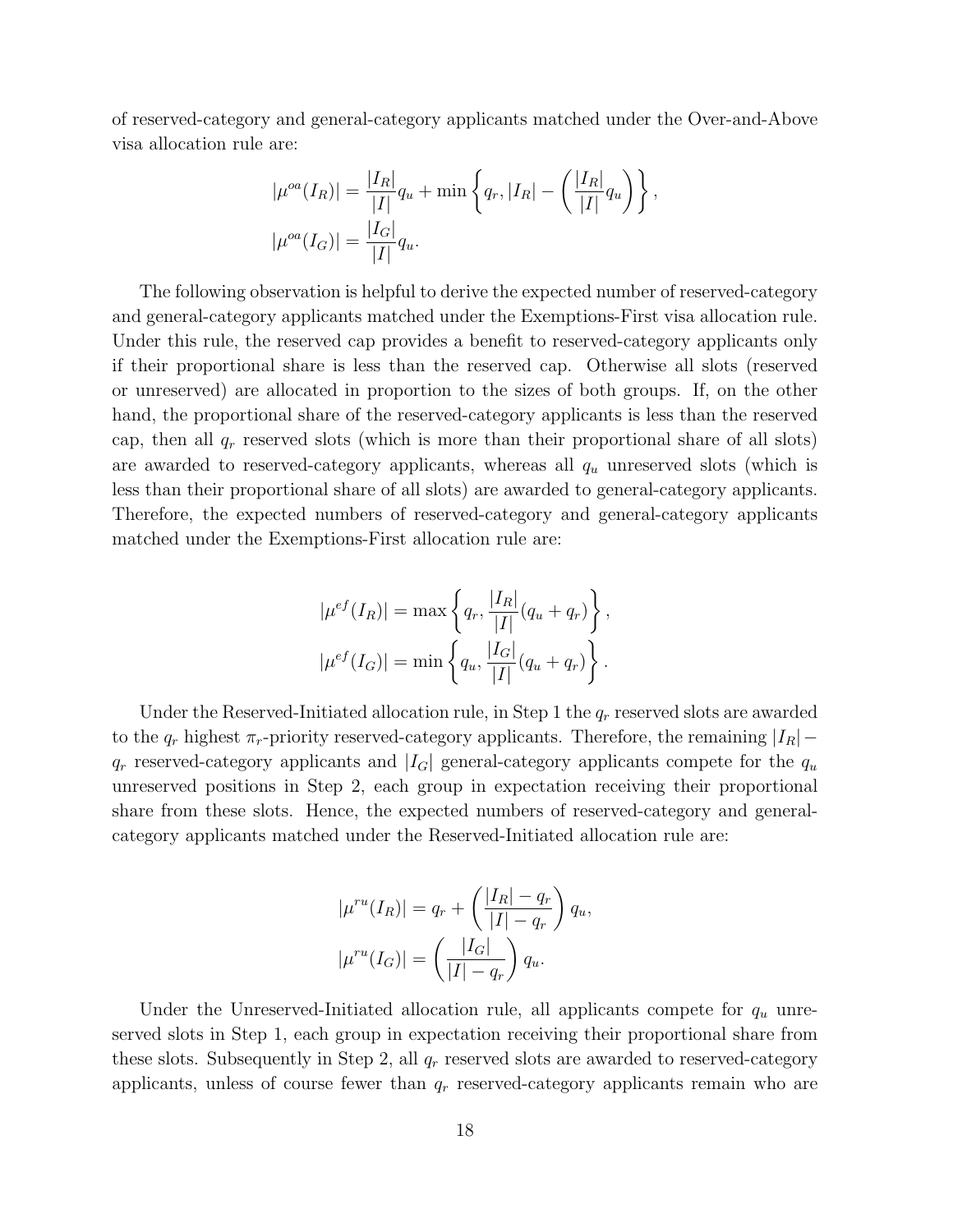of reserved-category and general-category applicants matched under the Over-and-Above visa allocation rule are:

$$
\begin{aligned}
|\mu^{oa}(I_R)| &= \frac{|I_R|}{|I|}q_u + \min\left\{q_r, |I_R| - \left(\frac{|I_R|}{|I|}q_u\right)\right\}, \\
|\mu^{oa}(I_G)| &= \frac{|I_G|}{|I|}q_u.
\end{aligned}
$$

The following observation is helpful to derive the expected number of reserved-category and general-category applicants matched under the Exemptions-First visa allocation rule. Under this rule, the reserved cap provides a benefit to reserved-category applicants only if their proportional share is less than the reserved cap. Otherwise all slots (reserved or unreserved) are allocated in proportion to the sizes of both groups. If, on the other hand, the proportional share of the reserved-category applicants is less than the reserved cap, then all $q_r$ reserved slots (which is more than their proportional share of all slots) are awarded to reserved-category applicants, whereas all $q_u$ unreserved slots (which is less than their proportional share of all slots) are awarded to general-category applicants. Therefore, the expected numbers of reserved-category and general-category applicants matched under the Exemptions-First allocation rule are:

$$
\begin{aligned}
|\mu^{ef}(I_R)| &= \max\left\{q_r, \frac{|I_R|}{|I|}(q_u + q_r)\right\}, \\
|\mu^{ef}(I_G)| &= \min\left\{q_u, \frac{|I_G|}{|I|}(q_u + q_r)\right\}.
\end{aligned}
$$

Under the Reserved-Initiated allocation rule, in Step 1 the $q_r$ reserved slots are awarded to the $q_r$ highest $\pi_r$-priority reserved-category applicants. Therefore, the remaining $|I_R| - q_r$ reserved-category applicants and $|I_G|$ general-category applicants compete for the $q_u$ unreserved positions in Step 2, each group in expectation receiving their proportional share from these slots. Hence, the expected numbers of reserved-category and general-category applicants matched under the Reserved-Initiated allocation rule are:

$$
\begin{aligned}
|\mu^{ru}(I_R)| &= q_r + \left(\frac{|I_R| - q_r}{|I| - q_r}\right)q_u, \\
|\mu^{ru}(I_G)| &= \left(\frac{|I_G|}{|I| - q_r}\right)q_u.
\end{aligned}
$$

Under the Unreserved-Initiated allocation rule, all applicants compete for $q_u$ unreserved slots in Step 1, each group in expectation receiving their proportional share from these slots. Subsequently in Step 2, all $q_r$ reserved slots are awarded to reserved-category applicants, unless of course fewer than $q_r$ reserved-category applicants remain who are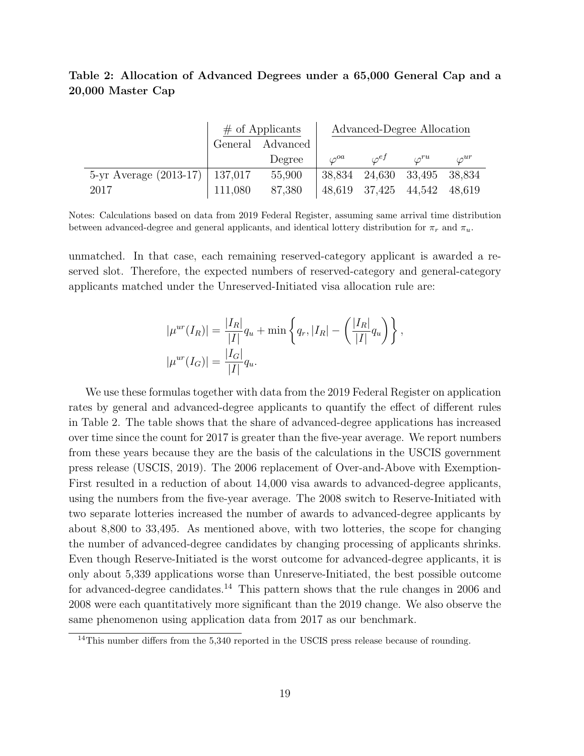**Table 2: Allocation of Advanced Degrees under a 65,000 General Cap and a 20,000 Master Cap**

| | # of Applicants | | Advanced-Degree Allocation | | | |
|---|---|---|---|---|---|---|
| | General | Advanced Degree | $\varphi^{oa}$ | $\varphi^{ef}$ | $\varphi^{ru}$ | $\varphi^{ur}$ |
| 5-yr Average (2013-17) | 137,017 | 55,900 | 38,834 | 24,630 | 33,495 | 38,834 |
| 2017 | 111,080 | 87,380 | 48,619 | 37,425 | 44,542 | 48,619 |

Notes: Calculations based on data from 2019 Federal Register, assuming same arrival time distribution between advanced-degree and general applicants, and identical lottery distribution for $\pi_r$ and $\pi_u$.

unmatched. In that case, each remaining reserved-category applicant is awarded a reserved slot. Therefore, the expected numbers of reserved-category and general-category applicants matched under the Unreserved-Initiated visa allocation rule are:

$$|\mu^{ur}(I_R)| = \frac{|I_R|}{|I|}q_u + \min\left\{q_r, |I_R| - \left(\frac{|I_R|}{|I|}q_u\right)\right\},$$
$$|\mu^{ur}(I_G)| = \frac{|I_G|}{|I|}q_u.$$

We use these formulas together with data from the 2019 Federal Register on application rates by general and advanced-degree applicants to quantify the effect of different rules in Table 2. The table shows that the share of advanced-degree applications has increased over time since the count for 2017 is greater than the five-year average. We report numbers from these years because they are the basis of the calculations in the USCIS government press release (USCIS, 2019). The 2006 replacement of Over-and-Above with Exemption-First resulted in a reduction of about 14,000 visa awards to advanced-degree applicants, using the numbers from the five-year average. The 2008 switch to Reserve-Initiated with two separate lotteries increased the number of awards to advanced-degree applicants by about 8,800 to 33,495. As mentioned above, with two lotteries, the scope for changing the number of advanced-degree candidates by changing processing of applicants shrinks. Even though Reserve-Initiated is the worst outcome for advanced-degree applicants, it is only about 5,339 applications worse than Unreserve-Initiated, the best possible outcome for advanced-degree candidates.[14] This pattern shows that the rule changes in 2006 and 2008 were each quantitatively more significant than the 2019 change. We also observe the same phenomenon using application data from 2017 as our benchmark.

[14] This number differs from the 5,340 reported in the USCIS press release because of rounding.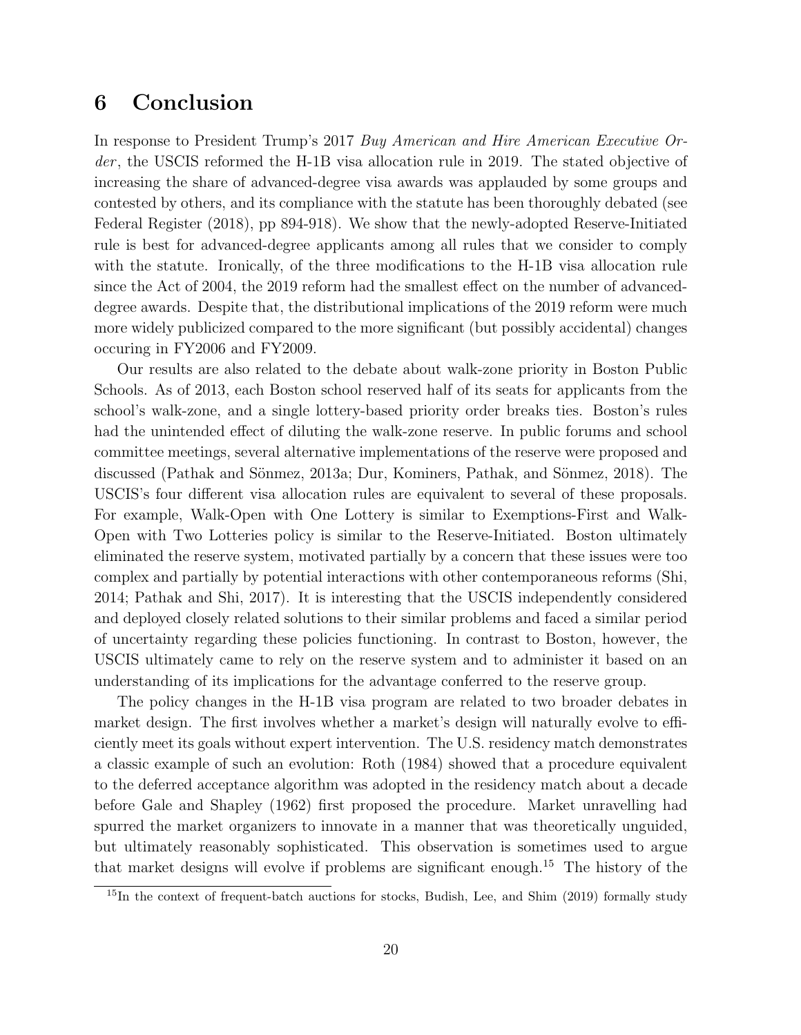# 6 Conclusion

In response to President Trump's 2017 *Buy American and Hire American Executive Order*, the USCIS reformed the H-1B visa allocation rule in 2019. The stated objective of increasing the share of advanced-degree visa awards was applauded by some groups and contested by others, and its compliance with the statute has been thoroughly debated (see Federal Register (2018), pp 894-918). We show that the newly-adopted Reserve-Initiated rule is best for advanced-degree applicants among all rules that we consider to comply with the statute. Ironically, of the three modifications to the H-1B visa allocation rule since the Act of 2004, the 2019 reform had the smallest effect on the number of advanced-degree awards. Despite that, the distributional implications of the 2019 reform were much more widely publicized compared to the more significant (but possibly accidental) changes occuring in FY2006 and FY2009.

Our results are also related to the debate about walk-zone priority in Boston Public Schools. As of 2013, each Boston school reserved half of its seats for applicants from the school's walk-zone, and a single lottery-based priority order breaks ties. Boston's rules had the unintended effect of diluting the walk-zone reserve. In public forums and school committee meetings, several alternative implementations of the reserve were proposed and discussed (Pathak and Sönmez, 2013a; Dur, Kominers, Pathak, and Sönmez, 2018). The USCIS's four different visa allocation rules are equivalent to several of these proposals. For example, Walk-Open with One Lottery is similar to Exemptions-First and Walk-Open with Two Lotteries policy is similar to the Reserve-Initiated. Boston ultimately eliminated the reserve system, motivated partially by a concern that these issues were too complex and partially by potential interactions with other contemporaneous reforms (Shi, 2014; Pathak and Shi, 2017). It is interesting that the USCIS independently considered and deployed closely related solutions to their similar problems and faced a similar period of uncertainty regarding these policies functioning. In contrast to Boston, however, the USCIS ultimately came to rely on the reserve system and to administer it based on an understanding of its implications for the advantage conferred to the reserve group.

The policy changes in the H-1B visa program are related to two broader debates in market design. The first involves whether a market's design will naturally evolve to efficiently meet its goals without expert intervention. The U.S. residency match demonstrates a classic example of such an evolution: Roth (1984) showed that a procedure equivalent to the deferred acceptance algorithm was adopted in the residency match about a decade before Gale and Shapley (1962) first proposed the procedure. Market unravelling had spurred the market organizers to innovate in a manner that was theoretically unguided, but ultimately reasonably sophisticated. This observation is sometimes used to argue that market designs will evolve if problems are significant enough.[15] The history of the

[15]In the context of frequent-batch auctions for stocks, Budish, Lee, and Shim (2019) formally study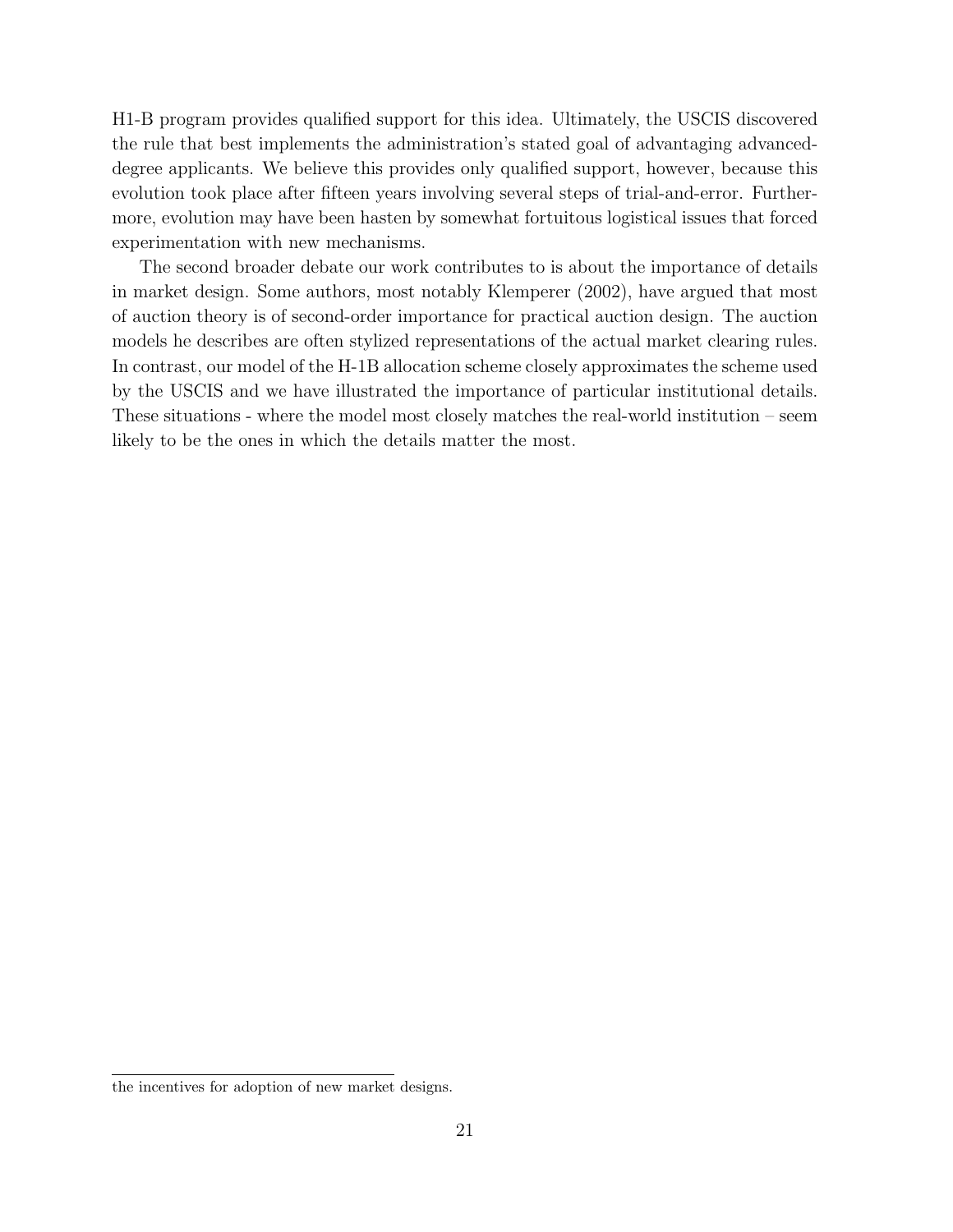H1-B program provides qualified support for this idea. Ultimately, the USCIS discovered the rule that best implements the administration's stated goal of advantaging advanced-degree applicants. We believe this provides only qualified support, however, because this evolution took place after fifteen years involving several steps of trial-and-error. Furthermore, evolution may have been hasten by somewhat fortuitous logistical issues that forced experimentation with new mechanisms.

The second broader debate our work contributes to is about the importance of details in market design. Some authors, most notably Klemperer (2002), have argued that most of auction theory is of second-order importance for practical auction design. The auction models he describes are often stylized representations of the actual market clearing rules. In contrast, our model of the H-1B allocation scheme closely approximates the scheme used by the USCIS and we have illustrated the importance of particular institutional details. These situations - where the model most closely matches the real-world institution – seem likely to be the ones in which the details matter the most.

---

the incentives for adoption of new market designs.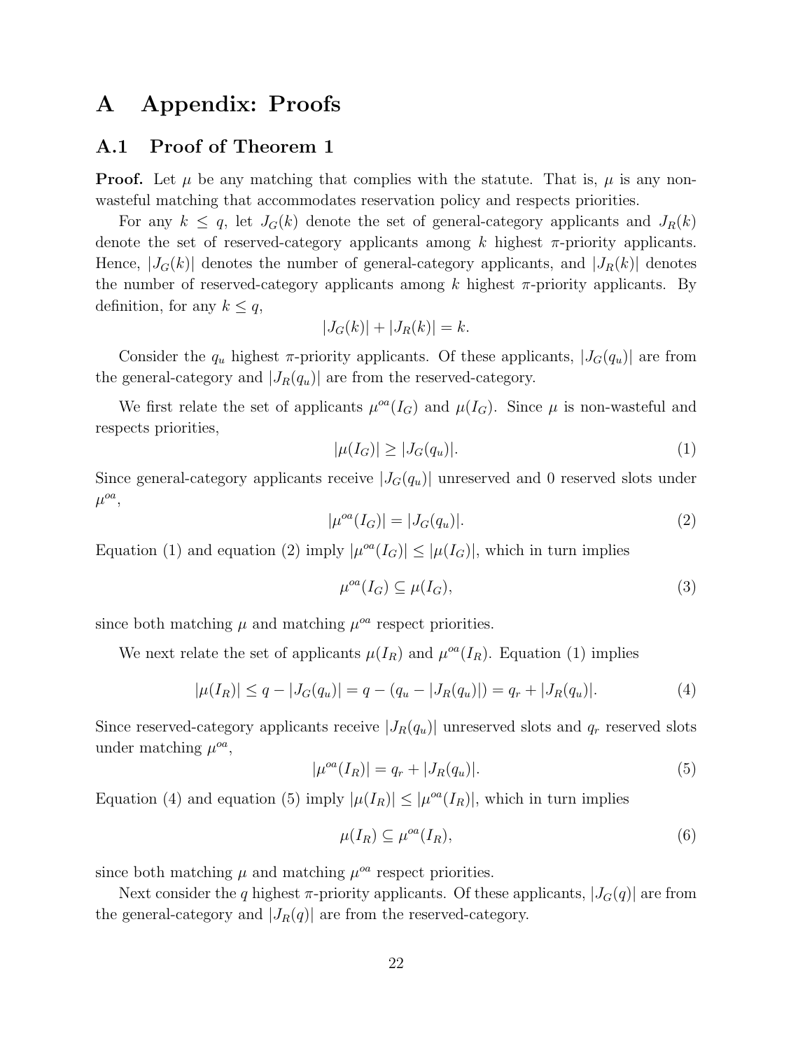# A Appendix: Proofs

## A.1 Proof of Theorem 1

**Proof.** Let $\mu$ be any matching that complies with the statute. That is, $\mu$ is any non-wasteful matching that accommodates reservation policy and respects priorities.

For any $k \leq q$, let $J_G(k)$ denote the set of general-category applicants and $J_R(k)$ denote the set of reserved-category applicants among $k$ highest $\pi$-priority applicants. Hence, $|J_G(k)|$ denotes the number of general-category applicants, and $|J_R(k)|$ denotes the number of reserved-category applicants among $k$ highest $\pi$-priority applicants. By definition, for any $k \leq q$,

$$|J_G(k)| + |J_R(k)| = k.$$

Consider the $q_u$ highest $\pi$-priority applicants. Of these applicants, $|J_G(q_u)|$ are from the general-category and $|J_R(q_u)|$ are from the reserved-category.

We first relate the set of applicants $\mu^{oa}(I_G)$ and $\mu(I_G)$. Since $\mu$ is non-wasteful and respects priorities,

$$|\mu(I_G)| \geq |J_G(q_u)|. \tag{1}$$

Since general-category applicants receive $|J_G(q_u)|$ unreserved and 0 reserved slots under $\mu^{oa}$,

$$|\mu^{oa}(I_G)| = |J_G(q_u)|. \tag{2}$$

Equation (1) and equation (2) imply $|\mu^{oa}(I_G)| \leq |\mu(I_G)|$, which in turn implies

$$\mu^{oa}(I_G) \subseteq \mu(I_G), \tag{3}$$

since both matching $\mu$ and matching $\mu^{oa}$ respect priorities.

We next relate the set of applicants $\mu(I_R)$ and $\mu^{oa}(I_R)$. Equation (1) implies

$$|\mu(I_R)| \leq q - |J_G(q_u)| = q - (q_u - |J_R(q_u)|) = q_r + |J_R(q_u)|. \tag{4}$$

Since reserved-category applicants receive $|J_R(q_u)|$ unreserved slots and $q_r$ reserved slots under matching $\mu^{oa}$,

$$|\mu^{oa}(I_R)| = q_r + |J_R(q_u)|. \tag{5}$$

Equation (4) and equation (5) imply $|\mu(I_R)| \leq |\mu^{oa}(I_R)|$, which in turn implies

$$\mu(I_R) \subseteq \mu^{oa}(I_R), \tag{6}$$

since both matching $\mu$ and matching $\mu^{oa}$ respect priorities.

Next consider the $q$ highest $\pi$-priority applicants. Of these applicants, $|J_G(q)|$ are from the general-category and $|J_R(q)|$ are from the reserved-category.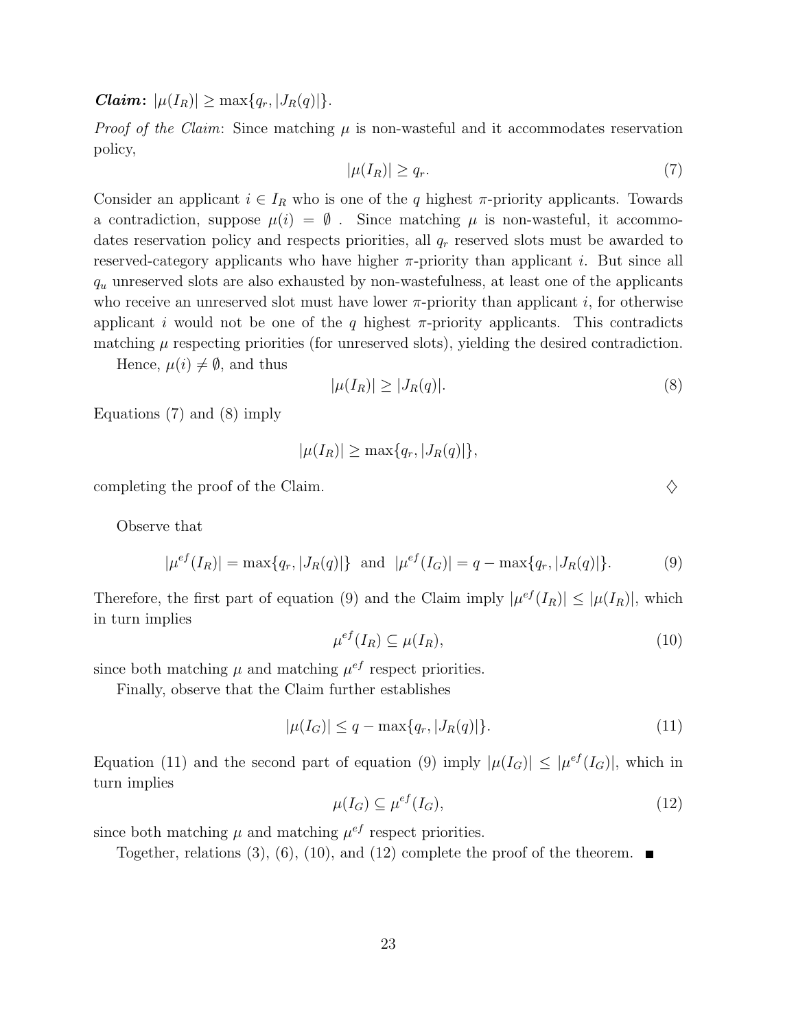***Claim*:** $|\mu(I_R)| \geq \max\{q_r, |J_R(q)|\}$.

*Proof of the Claim*: Since matching $\mu$ is non-wasteful and it accommodates reservation policy,

$$|\mu(I_R)| \geq q_r. \tag{7}$$

Consider an applicant $i \in I_R$ who is one of the $q$ highest $\pi$-priority applicants. Towards a contradiction, suppose $\mu(i) = \emptyset$ . Since matching $\mu$ is non-wasteful, it accommodates reservation policy and respects priorities, all $q_r$ reserved slots must be awarded to reserved-category applicants who have higher $\pi$-priority than applicant $i$. But since all $q_u$ unreserved slots are also exhausted by non-wastefulness, at least one of the applicants who receive an unreserved slot must have lower $\pi$-priority than applicant $i$, for otherwise applicant $i$ would not be one of the $q$ highest $\pi$-priority applicants. This contradicts matching $\mu$ respecting priorities (for unreserved slots), yielding the desired contradiction.

Hence, $\mu(i) \neq \emptyset$, and thus

$$|\mu(I_R)| \geq |J_R(q)|. \tag{8}$$

Equations (7) and (8) imply

$$|\mu(I_R)| \geq \max\{q_r, |J_R(q)|\},$$

completing the proof of the Claim. $\diamondsuit$

Observe that

$$|\mu^{ef}(I_R)| = \max\{q_r, |J_R(q)|\} \ \text{ and } \ |\mu^{ef}(I_G)| = q - \max\{q_r, |J_R(q)|\}. \tag{9}$$

Therefore, the first part of equation (9) and the Claim imply $|\mu^{ef}(I_R)| \leq |\mu(I_R)|$, which in turn implies

$$\mu^{ef}(I_R) \subseteq \mu(I_R), \tag{10}$$

since both matching $\mu$ and matching $\mu^{ef}$ respect priorities.

Finally, observe that the Claim further establishes

$$|\mu(I_G)| \leq q - \max\{q_r, |J_R(q)|\}. \tag{11}$$

Equation (11) and the second part of equation (9) imply $|\mu(I_G)| \leq |\mu^{ef}(I_G)|$, which in turn implies

$$\mu(I_G) \subseteq \mu^{ef}(I_G), \tag{12}$$

since both matching $\mu$ and matching $\mu^{ef}$ respect priorities.

Together, relations (3), (6), (10), and (12) complete the proof of the theorem. ∎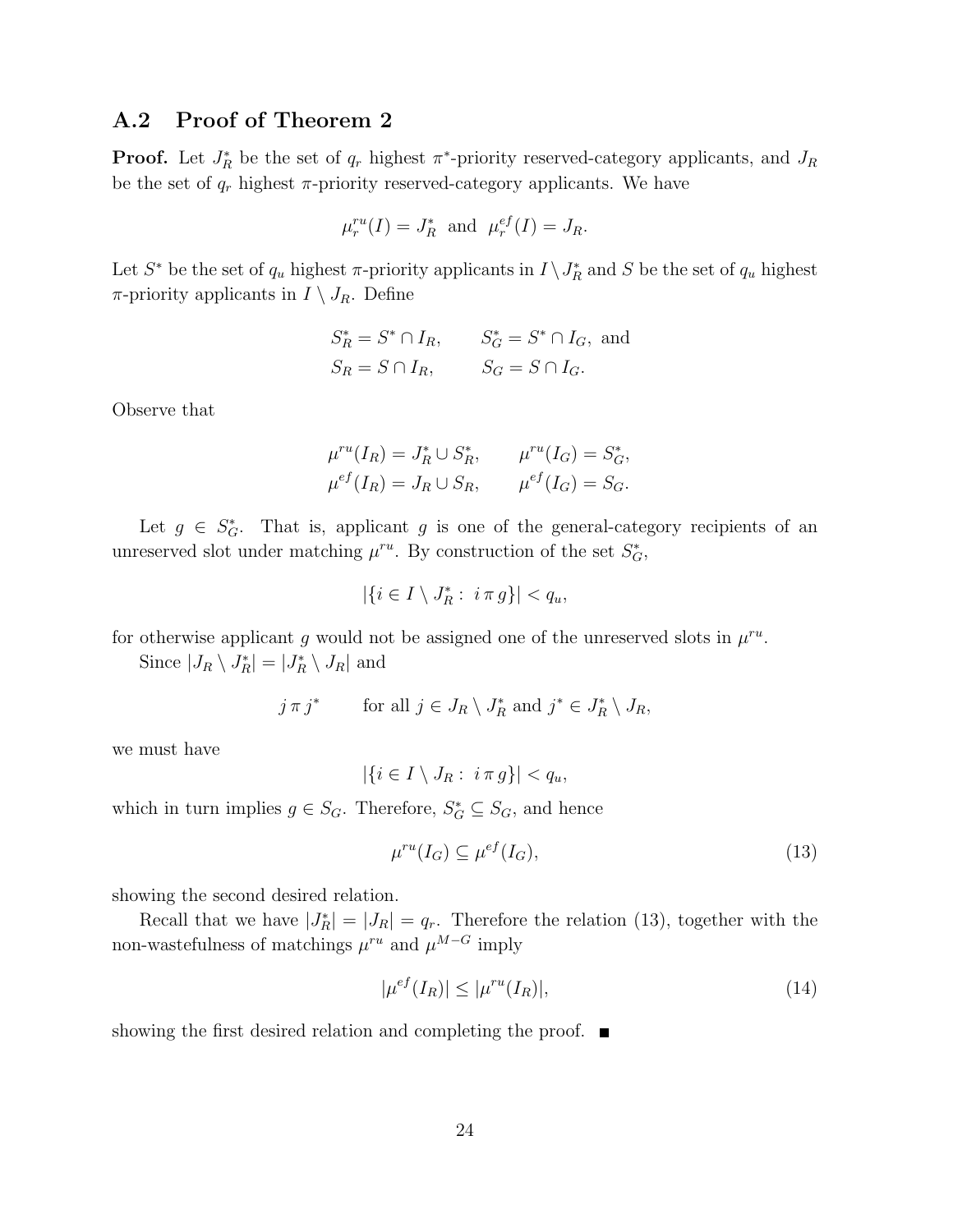## A.2 Proof of Theorem 2

**Proof.** Let $J^*_R$ be the set of $q_r$ highest $\pi^*$-priority reserved-category applicants, and $J_R$ be the set of $q_r$ highest $\pi$-priority reserved-category applicants. We have

$$\mu^{ru}_r(I) = J^*_R \;\text{ and }\; \mu^{ef}_r(I) = J_R.$$

Let $S^*$ be the set of $q_u$ highest $\pi$-priority applicants in $I \setminus J^*_R$ and $S$ be the set of $q_u$ highest $\pi$-priority applicants in $I \setminus J_R$. Define

$$S^*_R = S^* \cap I_R, \qquad S^*_G = S^* \cap I_G, \text{ and}$$
$$S_R = S \cap I_R, \qquad S_G = S \cap I_G.$$

Observe that

$$\mu^{ru}(I_R) = J^*_R \cup S^*_R, \qquad \mu^{ru}(I_G) = S^*_G,$$
$$\mu^{ef}(I_R) = J_R \cup S_R, \qquad \mu^{ef}(I_G) = S_G.$$

Let $g \in S^*_G$. That is, applicant $g$ is one of the general-category recipients of an unreserved slot under matching $\mu^{ru}$. By construction of the set $S^*_G$,

$$|\{i \in I \setminus J^*_R : \; i \, \pi \, g\}| < q_u,$$

for otherwise applicant $g$ would not be assigned one of the unreserved slots in $\mu^{ru}$.

Since $|J_R \setminus J^*_R| = |J^*_R \setminus J_R|$ and

$$j \, \pi \, j^* \qquad \text{for all } j \in J_R \setminus J^*_R \text{ and } j^* \in J^*_R \setminus J_R,$$

we must have

$$|\{i \in I \setminus J_R : \; i \, \pi \, g\}| < q_u,$$

which in turn implies $g \in S_G$. Therefore, $S^*_G \subseteq S_G$, and hence

$$\mu^{ru}(I_G) \subseteq \mu^{ef}(I_G), \tag{13}$$

showing the second desired relation.

Recall that we have $|J^*_R| = |J_R| = q_r$. Therefore the relation (13), together with the non-wastefulness of matchings $\mu^{ru}$ and $\mu^{M-G}$ imply

$$|\mu^{ef}(I_R)| \leq |\mu^{ru}(I_R)|, \tag{14}$$

showing the first desired relation and completing the proof. ■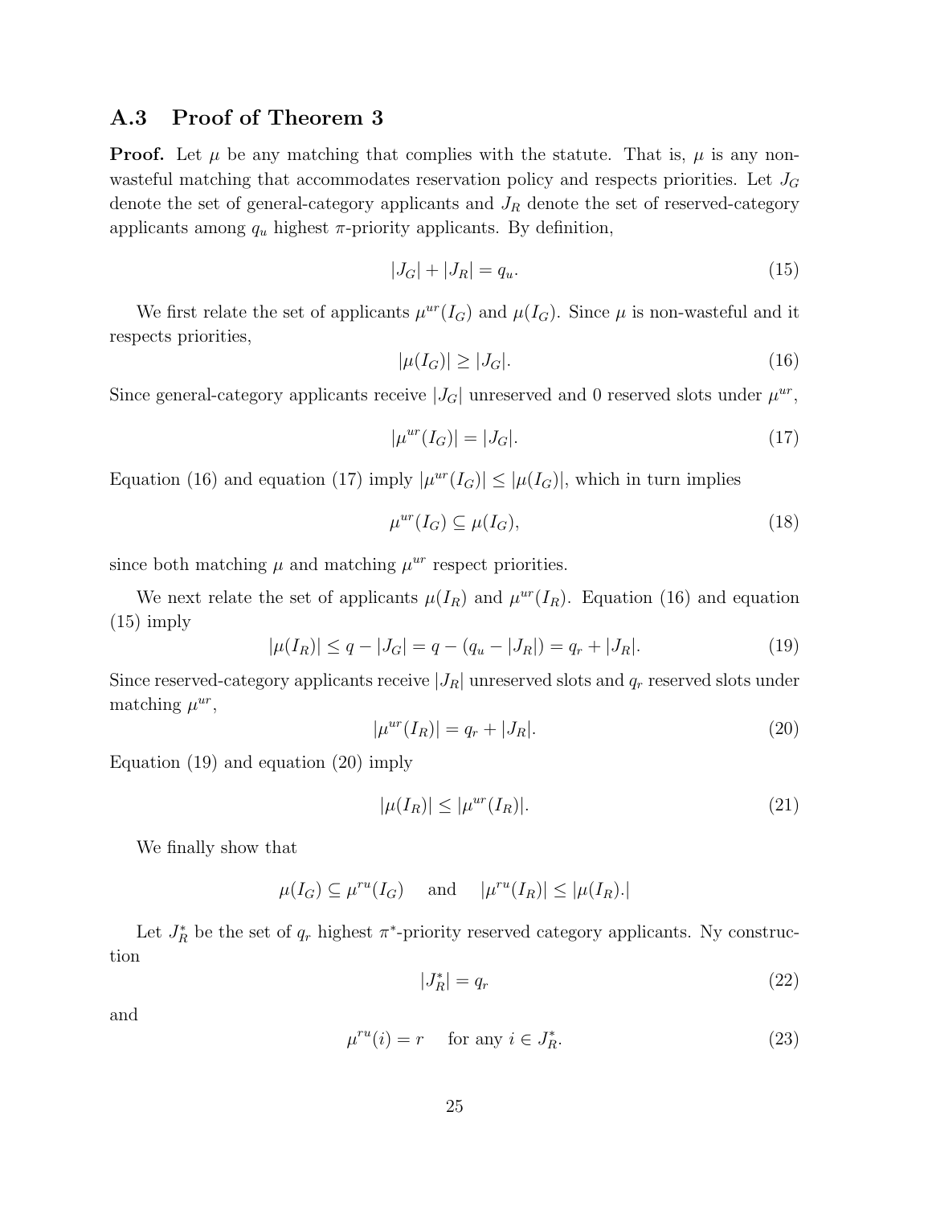### A.3 Proof of Theorem 3

**Proof.** Let $\mu$ be any matching that complies with the statute. That is, $\mu$ is any non-wasteful matching that accommodates reservation policy and respects priorities. Let $J_G$ denote the set of general-category applicants and $J_R$ denote the set of reserved-category applicants among $q_u$ highest $\pi$-priority applicants. By definition,

$$|J_G| + |J_R| = q_u. \tag{15}$$

We first relate the set of applicants $\mu^{ur}(I_G)$ and $\mu(I_G)$. Since $\mu$ is non-wasteful and it respects priorities,

$$|\mu(I_G)| \geq |J_G|. \tag{16}$$

Since general-category applicants receive $|J_G|$ unreserved and 0 reserved slots under $\mu^{ur}$,

$$|\mu^{ur}(I_G)| = |J_G|. \tag{17}$$

Equation (16) and equation (17) imply $|\mu^{ur}(I_G)| \leq |\mu(I_G)|$, which in turn implies

$$\mu^{ur}(I_G) \subseteq \mu(I_G), \tag{18}$$

since both matching $\mu$ and matching $\mu^{ur}$ respect priorities.

We next relate the set of applicants $\mu(I_R)$ and $\mu^{ur}(I_R)$. Equation (16) and equation (15) imply

$$|\mu(I_R)| \leq q - |J_G| = q - (q_u - |J_R|) = q_r + |J_R|. \tag{19}$$

Since reserved-category applicants receive $|J_R|$ unreserved slots and $q_r$ reserved slots under matching $\mu^{ur}$,

$$|\mu^{ur}(I_R)| = q_r + |J_R|. \tag{20}$$

Equation (19) and equation (20) imply

$$|\mu(I_R)| \leq |\mu^{ur}(I_R)|. \tag{21}$$

We finally show that

$$\mu(I_G) \subseteq \mu^{ru}(I_G) \quad \text{ and } \quad |\mu^{ru}(I_R)| \leq |\mu(I_R).|$$

Let $J_R^*$ be the set of $q_r$ highest $\pi^*$-priority reserved category applicants. Ny construction

$$|J_R^*| = q_r \tag{22}$$

and

$$\mu^{ru}(i) = r \quad \text{ for any } i \in J_R^*. \tag{23}$$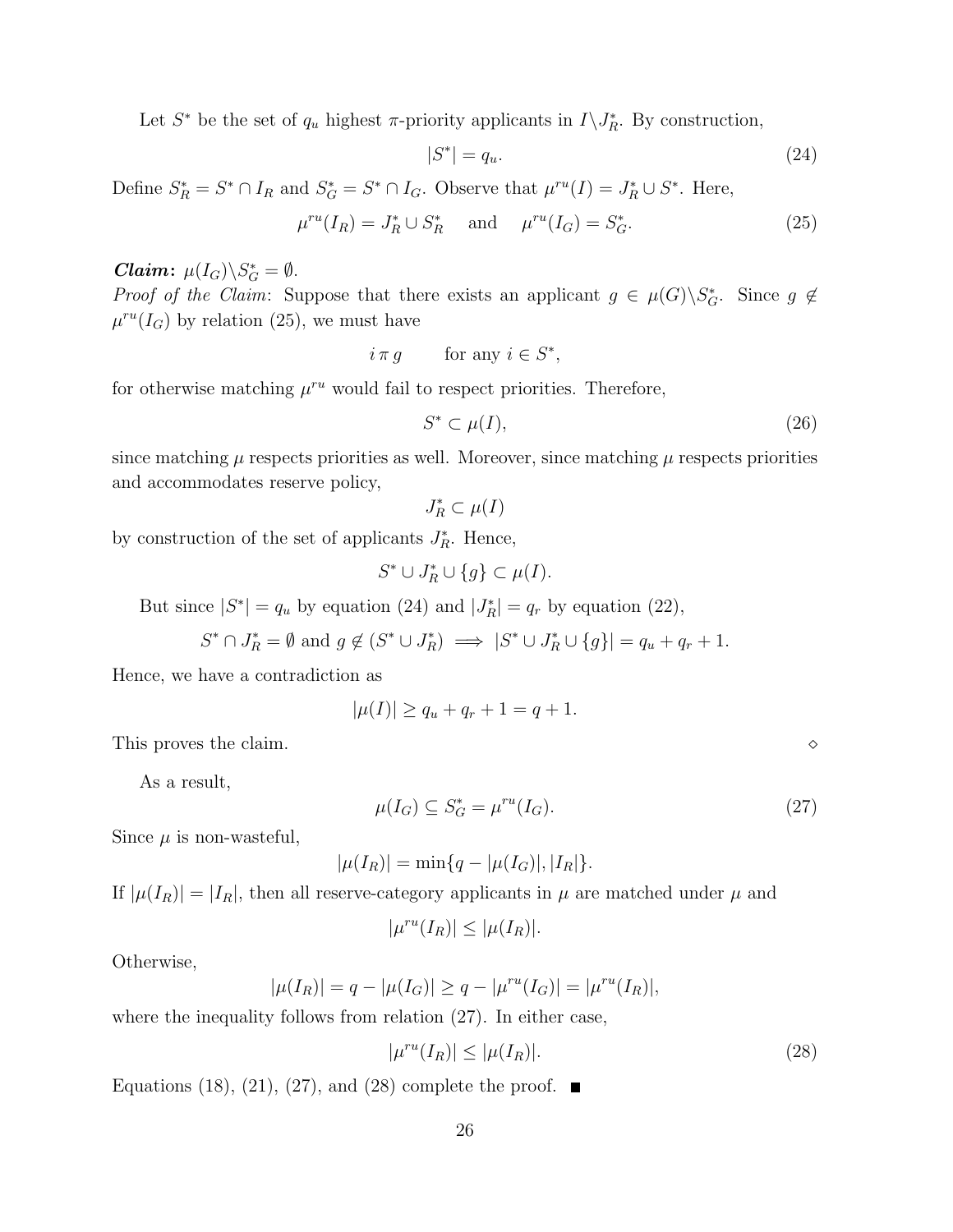Let $S^*$ be the set of $q_u$ highest $\pi$-priority applicants in $I \backslash J^*_R$. By construction,

$$|S^*| = q_u. \tag{24}$$

Define $S^*_R = S^* \cap I_R$ and $S^*_G = S^* \cap I_G$. Observe that $\mu^{ru}(I) = J^*_R \cup S^*$. Here,

$$\mu^{ru}(I_R) = J^*_R \cup S^*_R \quad \text{and} \quad \mu^{ru}(I_G) = S^*_G. \tag{25}$$

***Claim:*** $\mu(I_G) \backslash S^*_G = \emptyset$.

*Proof of the Claim*: Suppose that there exists an applicant $g \in \mu(G) \backslash S^*_G$. Since $g \notin \mu^{ru}(I_G)$ by relation (25), we must have

$$i \,\pi\, g \qquad \text{for any } i \in S^*,$$

for otherwise matching $\mu^{ru}$ would fail to respect priorities. Therefore,

$$S^* \subset \mu(I), \tag{26}$$

since matching $\mu$ respects priorities as well. Moreover, since matching $\mu$ respects priorities and accommodates reserve policy,

$$J^*_R \subset \mu(I)$$

by construction of the set of applicants $J^*_R$. Hence,

$$S^* \cup J^*_R \cup \{g\} \subset \mu(I).$$

But since $|S^*| = q_u$ by equation (24) and $|J^*_R| = q_r$ by equation (22),

$$S^* \cap J^*_R = \emptyset \text{ and } g \notin (S^* \cup J^*_R) \implies |S^* \cup J^*_R \cup \{g\}| = q_u + q_r + 1.$$

Hence, we have a contradiction as

$$|\mu(I)| \geq q_u + q_r + 1 = q + 1.$$

This proves the claim. $\diamond$

As a result,

$$\mu(I_G) \subseteq S^*_G = \mu^{ru}(I_G). \tag{27}$$

Since $\mu$ is non-wasteful,

$$|\mu(I_R)| = \min\{q - |\mu(I_G)|, |I_R|\}.$$

If $|\mu(I_R)| = |I_R|$, then all reserve-category applicants in $\mu$ are matched under $\mu$ and

$$|\mu^{ru}(I_R)| \leq |\mu(I_R)|.$$

Otherwise,

$$|\mu(I_R)| = q - |\mu(I_G)| \geq q - |\mu^{ru}(I_G)| = |\mu^{ru}(I_R)|,$$

where the inequality follows from relation (27). In either case,

$$|\mu^{ru}(I_R)| \leq |\mu(I_R)|. \tag{28}$$

Equations (18), (21), (27), and (28) complete the proof. ■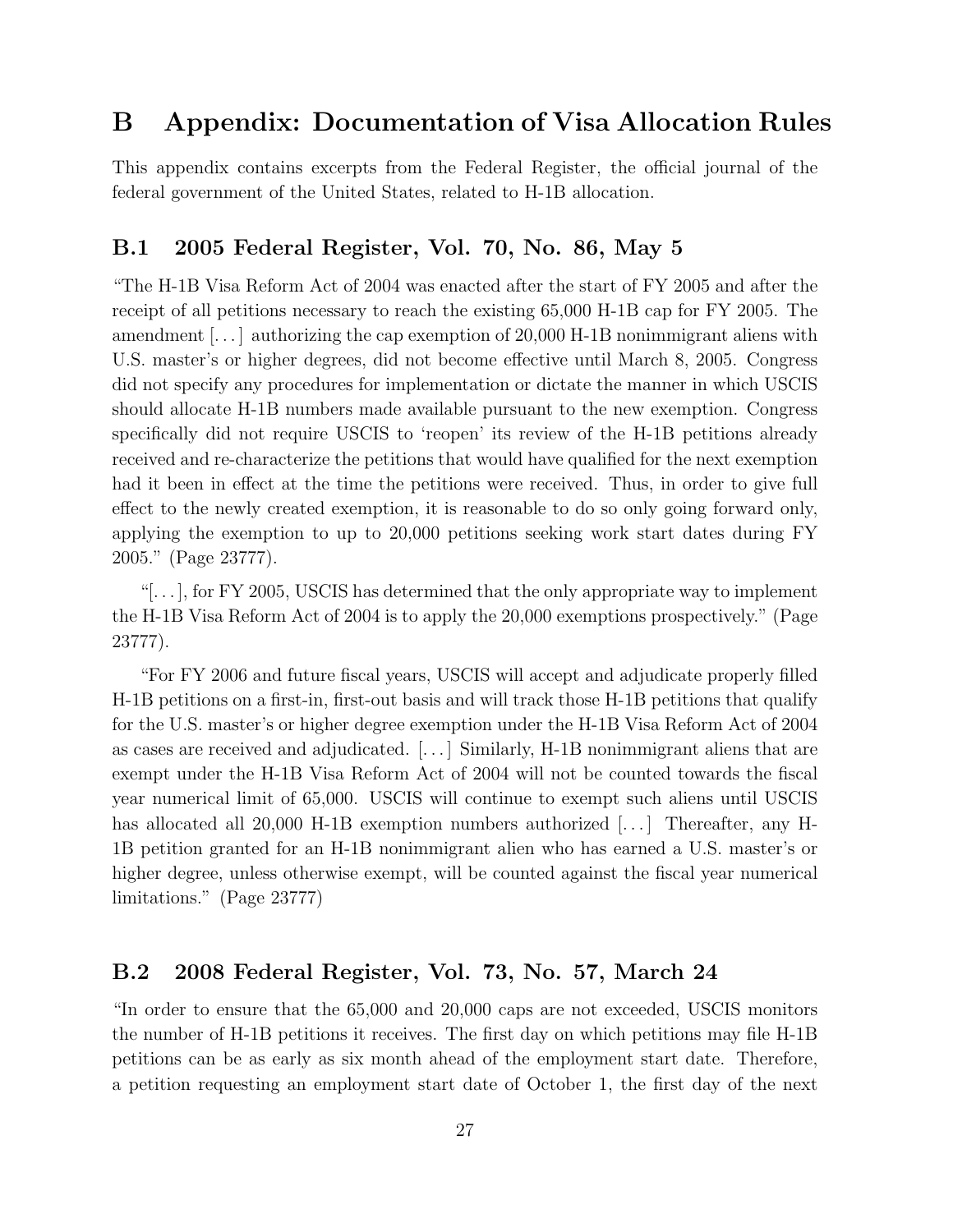# B Appendix: Documentation of Visa Allocation Rules

This appendix contains excerpts from the Federal Register, the official journal of the federal government of the United States, related to H-1B allocation.

## B.1 2005 Federal Register, Vol. 70, No. 86, May 5

"The H-1B Visa Reform Act of 2004 was enacted after the start of FY 2005 and after the receipt of all petitions necessary to reach the existing 65,000 H-1B cap for FY 2005. The amendment [. . . ] authorizing the cap exemption of 20,000 H-1B nonimmigrant aliens with U.S. master's or higher degrees, did not become effective until March 8, 2005. Congress did not specify any procedures for implementation or dictate the manner in which USCIS should allocate H-1B numbers made available pursuant to the new exemption. Congress specifically did not require USCIS to 'reopen' its review of the H-1B petitions already received and re-characterize the petitions that would have qualified for the next exemption had it been in effect at the time the petitions were received. Thus, in order to give full effect to the newly created exemption, it is reasonable to do so only going forward only, applying the exemption to up to 20,000 petitions seeking work start dates during FY 2005." (Page 23777).

"[. . . ], for FY 2005, USCIS has determined that the only appropriate way to implement the H-1B Visa Reform Act of 2004 is to apply the 20,000 exemptions prospectively." (Page 23777).

"For FY 2006 and future fiscal years, USCIS will accept and adjudicate properly filled H-1B petitions on a first-in, first-out basis and will track those H-1B petitions that qualify for the U.S. master's or higher degree exemption under the H-1B Visa Reform Act of 2004 as cases are received and adjudicated. [. . . ] Similarly, H-1B nonimmigrant aliens that are exempt under the H-1B Visa Reform Act of 2004 will not be counted towards the fiscal year numerical limit of 65,000. USCIS will continue to exempt such aliens until USCIS has allocated all 20,000 H-1B exemption numbers authorized [. . . ] Thereafter, any H-1B petition granted for an H-1B nonimmigrant alien who has earned a U.S. master's or higher degree, unless otherwise exempt, will be counted against the fiscal year numerical limitations." (Page 23777)

## B.2 2008 Federal Register, Vol. 73, No. 57, March 24

"In order to ensure that the 65,000 and 20,000 caps are not exceeded, USCIS monitors the number of H-1B petitions it receives. The first day on which petitions may file H-1B petitions can be as early as six month ahead of the employment start date. Therefore, a petition requesting an employment start date of October 1, the first day of the next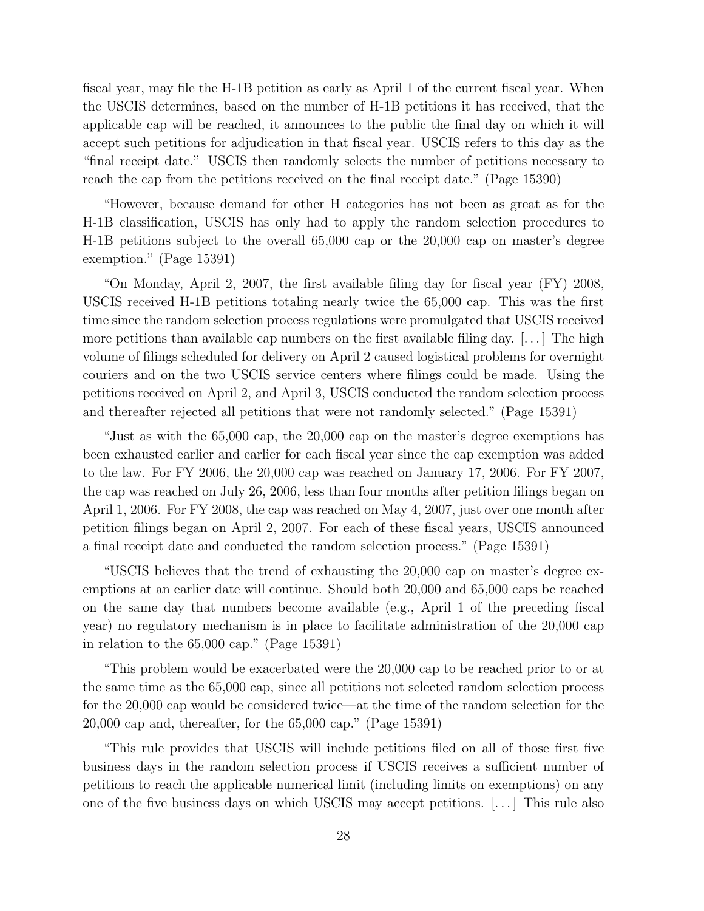fiscal year, may file the H-1B petition as early as April 1 of the current fiscal year. When the USCIS determines, based on the number of H-1B petitions it has received, that the applicable cap will be reached, it announces to the public the final day on which it will accept such petitions for adjudication in that fiscal year. USCIS refers to this day as the "final receipt date." USCIS then randomly selects the number of petitions necessary to reach the cap from the petitions received on the final receipt date." (Page 15390)

"However, because demand for other H categories has not been as great as for the H-1B classification, USCIS has only had to apply the random selection procedures to H-1B petitions subject to the overall 65,000 cap or the 20,000 cap on master's degree exemption." (Page 15391)

"On Monday, April 2, 2007, the first available filing day for fiscal year (FY) 2008, USCIS received H-1B petitions totaling nearly twice the 65,000 cap. This was the first time since the random selection process regulations were promulgated that USCIS received more petitions than available cap numbers on the first available filing day. [...] The high volume of filings scheduled for delivery on April 2 caused logistical problems for overnight couriers and on the two USCIS service centers where filings could be made. Using the petitions received on April 2, and April 3, USCIS conducted the random selection process and thereafter rejected all petitions that were not randomly selected." (Page 15391)

"Just as with the 65,000 cap, the 20,000 cap on the master's degree exemptions has been exhausted earlier and earlier for each fiscal year since the cap exemption was added to the law. For FY 2006, the 20,000 cap was reached on January 17, 2006. For FY 2007, the cap was reached on July 26, 2006, less than four months after petition filings began on April 1, 2006. For FY 2008, the cap was reached on May 4, 2007, just over one month after petition filings began on April 2, 2007. For each of these fiscal years, USCIS announced a final receipt date and conducted the random selection process." (Page 15391)

"USCIS believes that the trend of exhausting the 20,000 cap on master's degree exemptions at an earlier date will continue. Should both 20,000 and 65,000 caps be reached on the same day that numbers become available (e.g., April 1 of the preceding fiscal year) no regulatory mechanism is in place to facilitate administration of the 20,000 cap in relation to the 65,000 cap." (Page 15391)

"This problem would be exacerbated were the 20,000 cap to be reached prior to or at the same time as the 65,000 cap, since all petitions not selected random selection process for the 20,000 cap would be considered twice—at the time of the random selection for the 20,000 cap and, thereafter, for the 65,000 cap." (Page 15391)

"This rule provides that USCIS will include petitions filed on all of those first five business days in the random selection process if USCIS receives a sufficient number of petitions to reach the applicable numerical limit (including limits on exemptions) on any one of the five business days on which USCIS may accept petitions. [...] This rule also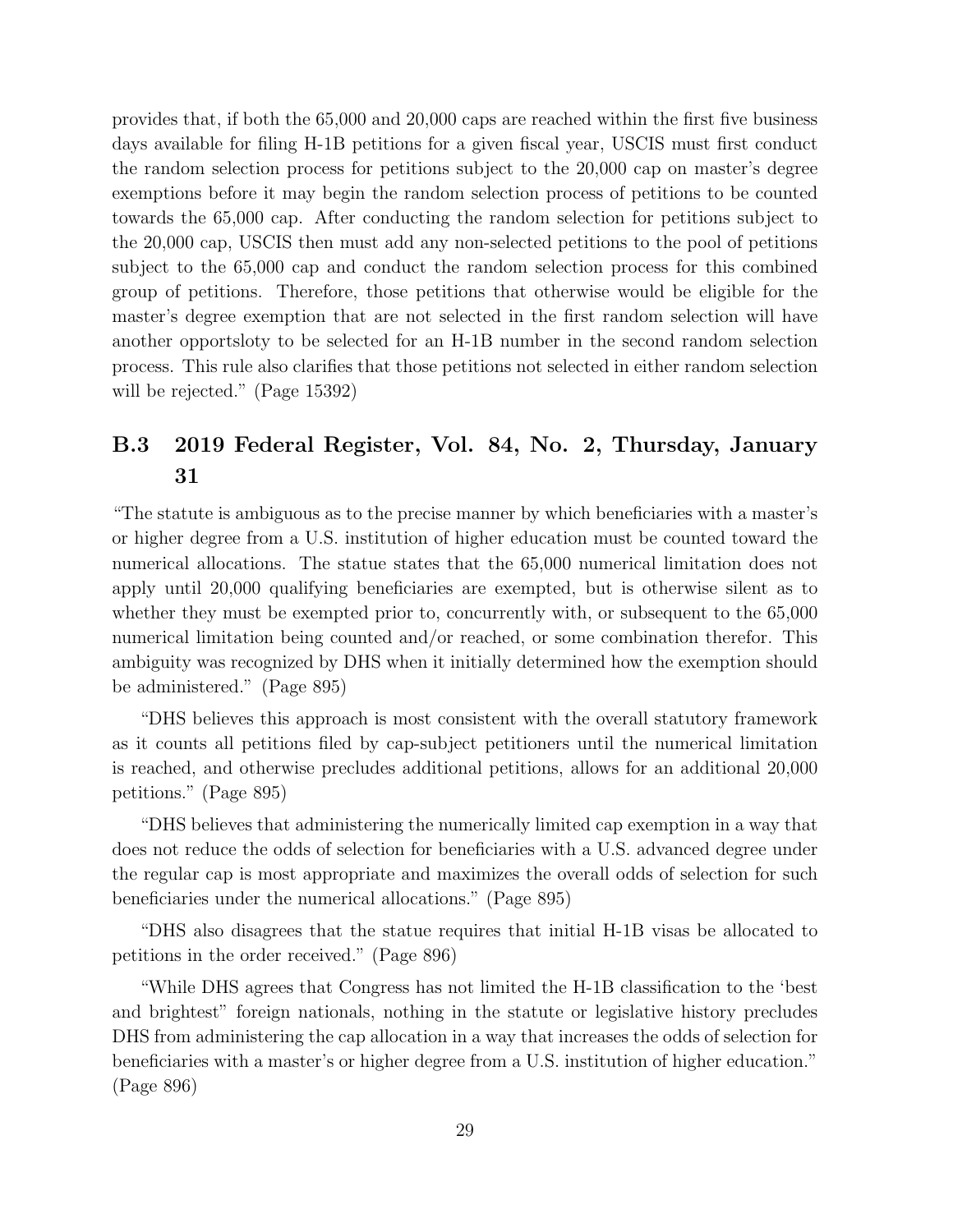provides that, if both the 65,000 and 20,000 caps are reached within the first five business days available for filing H-1B petitions for a given fiscal year, USCIS must first conduct the random selection process for petitions subject to the 20,000 cap on master's degree exemptions before it may begin the random selection process of petitions to be counted towards the 65,000 cap. After conducting the random selection for petitions subject to the 20,000 cap, USCIS then must add any non-selected petitions to the pool of petitions subject to the 65,000 cap and conduct the random selection process for this combined group of petitions. Therefore, those petitions that otherwise would be eligible for the master's degree exemption that are not selected in the first random selection will have another opportsloty to be selected for an H-1B number in the second random selection process. This rule also clarifies that those petitions not selected in either random selection will be rejected." (Page 15392)

## B.3 2019 Federal Register, Vol. 84, No. 2, Thursday, January 31

"The statute is ambiguous as to the precise manner by which beneficiaries with a master's or higher degree from a U.S. institution of higher education must be counted toward the numerical allocations. The statue states that the 65,000 numerical limitation does not apply until 20,000 qualifying beneficiaries are exempted, but is otherwise silent as to whether they must be exempted prior to, concurrently with, or subsequent to the 65,000 numerical limitation being counted and/or reached, or some combination therefor. This ambiguity was recognized by DHS when it initially determined how the exemption should be administered." (Page 895)

"DHS believes this approach is most consistent with the overall statutory framework as it counts all petitions filed by cap-subject petitioners until the numerical limitation is reached, and otherwise precludes additional petitions, allows for an additional 20,000 petitions." (Page 895)

"DHS believes that administering the numerically limited cap exemption in a way that does not reduce the odds of selection for beneficiaries with a U.S. advanced degree under the regular cap is most appropriate and maximizes the overall odds of selection for such beneficiaries under the numerical allocations." (Page 895)

"DHS also disagrees that the statue requires that initial H-1B visas be allocated to petitions in the order received." (Page 896)

"While DHS agrees that Congress has not limited the H-1B classification to the 'best and brightest" foreign nationals, nothing in the statute or legislative history precludes DHS from administering the cap allocation in a way that increases the odds of selection for beneficiaries with a master's or higher degree from a U.S. institution of higher education." (Page 896)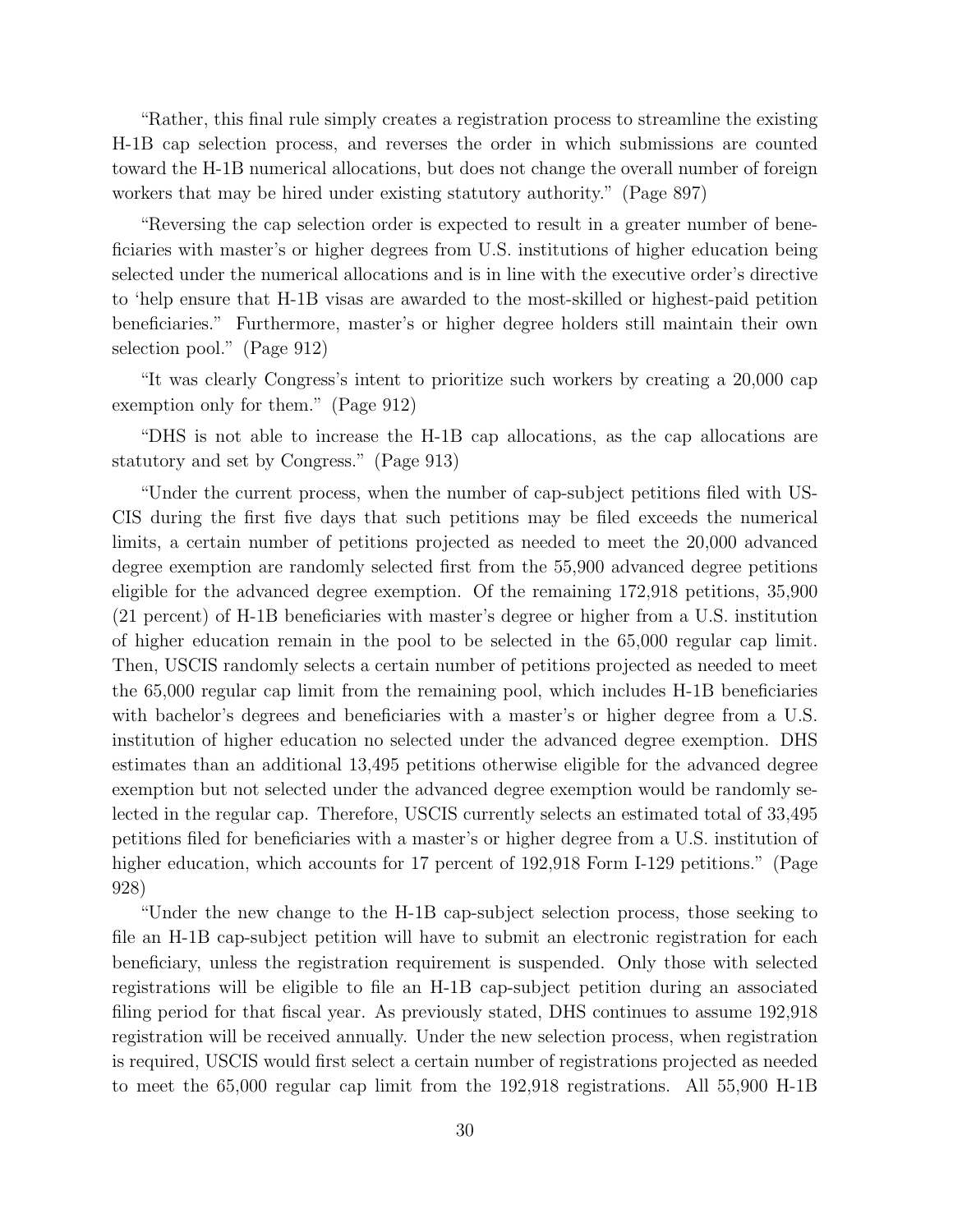"Rather, this final rule simply creates a registration process to streamline the existing H-1B cap selection process, and reverses the order in which submissions are counted toward the H-1B numerical allocations, but does not change the overall number of foreign workers that may be hired under existing statutory authority." (Page 897)

"Reversing the cap selection order is expected to result in a greater number of beneficiaries with master's or higher degrees from U.S. institutions of higher education being selected under the numerical allocations and is in line with the executive order's directive to 'help ensure that H-1B visas are awarded to the most-skilled or highest-paid petition beneficiaries." Furthermore, master's or higher degree holders still maintain their own selection pool." (Page 912)

"It was clearly Congress's intent to prioritize such workers by creating a 20,000 cap exemption only for them." (Page 912)

"DHS is not able to increase the H-1B cap allocations, as the cap allocations are statutory and set by Congress." (Page 913)

"Under the current process, when the number of cap-subject petitions filed with USCIS during the first five days that such petitions may be filed exceeds the numerical limits, a certain number of petitions projected as needed to meet the 20,000 advanced degree exemption are randomly selected first from the 55,900 advanced degree petitions eligible for the advanced degree exemption. Of the remaining 172,918 petitions, 35,900 (21 percent) of H-1B beneficiaries with master's degree or higher from a U.S. institution of higher education remain in the pool to be selected in the 65,000 regular cap limit. Then, USCIS randomly selects a certain number of petitions projected as needed to meet the 65,000 regular cap limit from the remaining pool, which includes H-1B beneficiaries with bachelor's degrees and beneficiaries with a master's or higher degree from a U.S. institution of higher education no selected under the advanced degree exemption. DHS estimates than an additional 13,495 petitions otherwise eligible for the advanced degree exemption but not selected under the advanced degree exemption would be randomly selected in the regular cap. Therefore, USCIS currently selects an estimated total of 33,495 petitions filed for beneficiaries with a master's or higher degree from a U.S. institution of higher education, which accounts for 17 percent of 192,918 Form I-129 petitions." (Page 928)

"Under the new change to the H-1B cap-subject selection process, those seeking to file an H-1B cap-subject petition will have to submit an electronic registration for each beneficiary, unless the registration requirement is suspended. Only those with selected registrations will be eligible to file an H-1B cap-subject petition during an associated filing period for that fiscal year. As previously stated, DHS continues to assume 192,918 registration will be received annually. Under the new selection process, when registration is required, USCIS would first select a certain number of registrations projected as needed to meet the 65,000 regular cap limit from the 192,918 registrations. All 55,900 H-1B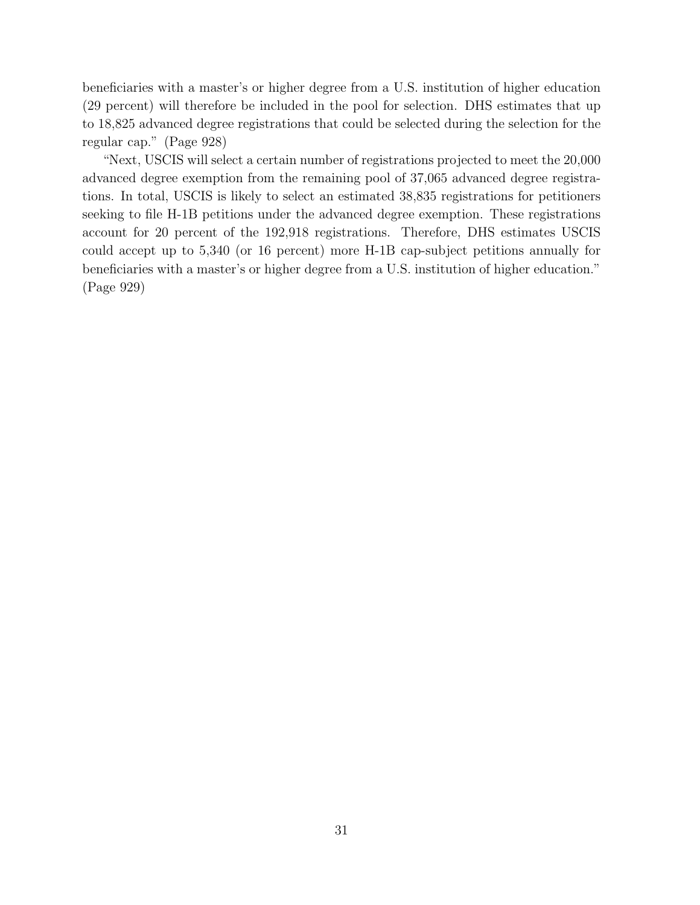beneficiaries with a master's or higher degree from a U.S. institution of higher education (29 percent) will therefore be included in the pool for selection. DHS estimates that up to 18,825 advanced degree registrations that could be selected during the selection for the regular cap." (Page 928)

"Next, USCIS will select a certain number of registrations projected to meet the 20,000 advanced degree exemption from the remaining pool of 37,065 advanced degree registrations. In total, USCIS is likely to select an estimated 38,835 registrations for petitioners seeking to file H-1B petitions under the advanced degree exemption. These registrations account for 20 percent of the 192,918 registrations. Therefore, DHS estimates USCIS could accept up to 5,340 (or 16 percent) more H-1B cap-subject petitions annually for beneficiaries with a master's or higher degree from a U.S. institution of higher education." (Page 929)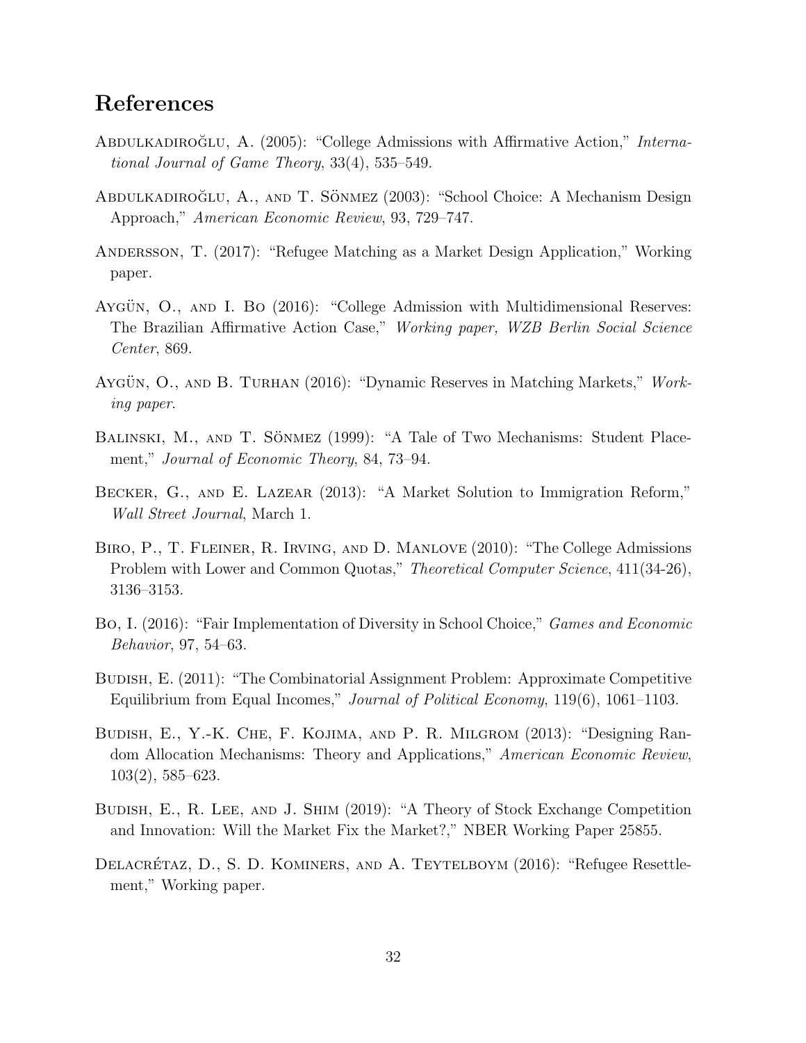## References

Abdulkadiroğlu, A. (2005): "College Admissions with Affirmative Action," *International Journal of Game Theory*, 33(4), 535–549.

Abdulkadiroğlu, A., and T. Sönmez (2003): "School Choice: A Mechanism Design Approach," *American Economic Review*, 93, 729–747.

Andersson, T. (2017): "Refugee Matching as a Market Design Application," Working paper.

Aygün, O., and I. Bo (2016): "College Admission with Multidimensional Reserves: The Brazilian Affirmative Action Case," *Working paper, WZB Berlin Social Science Center*, 869.

Aygün, O., and B. Turhan (2016): "Dynamic Reserves in Matching Markets," *Working paper*.

Balinski, M., and T. Sönmez (1999): "A Tale of Two Mechanisms: Student Placement," *Journal of Economic Theory*, 84, 73–94.

Becker, G., and E. Lazear (2013): "A Market Solution to Immigration Reform," *Wall Street Journal*, March 1.

Biro, P., T. Fleiner, R. Irving, and D. Manlove (2010): "The College Admissions Problem with Lower and Common Quotas," *Theoretical Computer Science*, 411(34-26), 3136–3153.

Bo, I. (2016): "Fair Implementation of Diversity in School Choice," *Games and Economic Behavior*, 97, 54–63.

Budish, E. (2011): "The Combinatorial Assignment Problem: Approximate Competitive Equilibrium from Equal Incomes," *Journal of Political Economy*, 119(6), 1061–1103.

Budish, E., Y.-K. Che, F. Kojima, and P. R. Milgrom (2013): "Designing Random Allocation Mechanisms: Theory and Applications," *American Economic Review*, 103(2), 585–623.

Budish, E., R. Lee, and J. Shim (2019): "A Theory of Stock Exchange Competition and Innovation: Will the Market Fix the Market?," NBER Working Paper 25855.

Delacrétaz, D., S. D. Kominers, and A. Teytelboym (2016): "Refugee Resettlement," Working paper.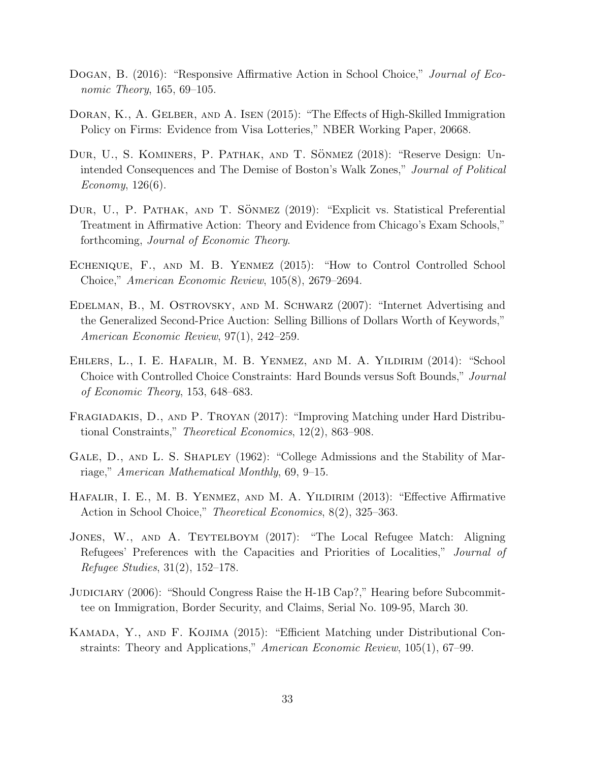Dogan, B. (2016): "Responsive Affirmative Action in School Choice," *Journal of Economic Theory*, 165, 69–105.

Doran, K., A. Gelber, and A. Isen (2015): "The Effects of High-Skilled Immigration Policy on Firms: Evidence from Visa Lotteries," NBER Working Paper, 20668.

Dur, U., S. Kominers, P. Pathak, and T. Sönmez (2018): "Reserve Design: Unintended Consequences and The Demise of Boston's Walk Zones," *Journal of Political Economy*, 126(6).

Dur, U., P. Pathak, and T. Sönmez (2019): "Explicit vs. Statistical Preferential Treatment in Affirmative Action: Theory and Evidence from Chicago's Exam Schools," forthcoming, *Journal of Economic Theory*.

Echenique, F., and M. B. Yenmez (2015): "How to Control Controlled School Choice," *American Economic Review*, 105(8), 2679–2694.

Edelman, B., M. Ostrovsky, and M. Schwarz (2007): "Internet Advertising and the Generalized Second-Price Auction: Selling Billions of Dollars Worth of Keywords," *American Economic Review*, 97(1), 242–259.

Ehlers, L., I. E. Hafalir, M. B. Yenmez, and M. A. Yildirim (2014): "School Choice with Controlled Choice Constraints: Hard Bounds versus Soft Bounds," *Journal of Economic Theory*, 153, 648–683.

Fragiadakis, D., and P. Troyan (2017): "Improving Matching under Hard Distributional Constraints," *Theoretical Economics*, 12(2), 863–908.

Gale, D., and L. S. Shapley (1962): "College Admissions and the Stability of Marriage," *American Mathematical Monthly*, 69, 9–15.

Hafalir, I. E., M. B. Yenmez, and M. A. Yildirim (2013): "Effective Affirmative Action in School Choice," *Theoretical Economics*, 8(2), 325–363.

Jones, W., and A. Teytelboym (2017): "The Local Refugee Match: Aligning Refugees' Preferences with the Capacities and Priorities of Localities," *Journal of Refugee Studies*, 31(2), 152–178.

Judiciary (2006): "Should Congress Raise the H-1B Cap?," Hearing before Subcommittee on Immigration, Border Security, and Claims, Serial No. 109-95, March 30.

Kamada, Y., and F. Kojima (2015): "Efficient Matching under Distributional Constraints: Theory and Applications," *American Economic Review*, 105(1), 67–99.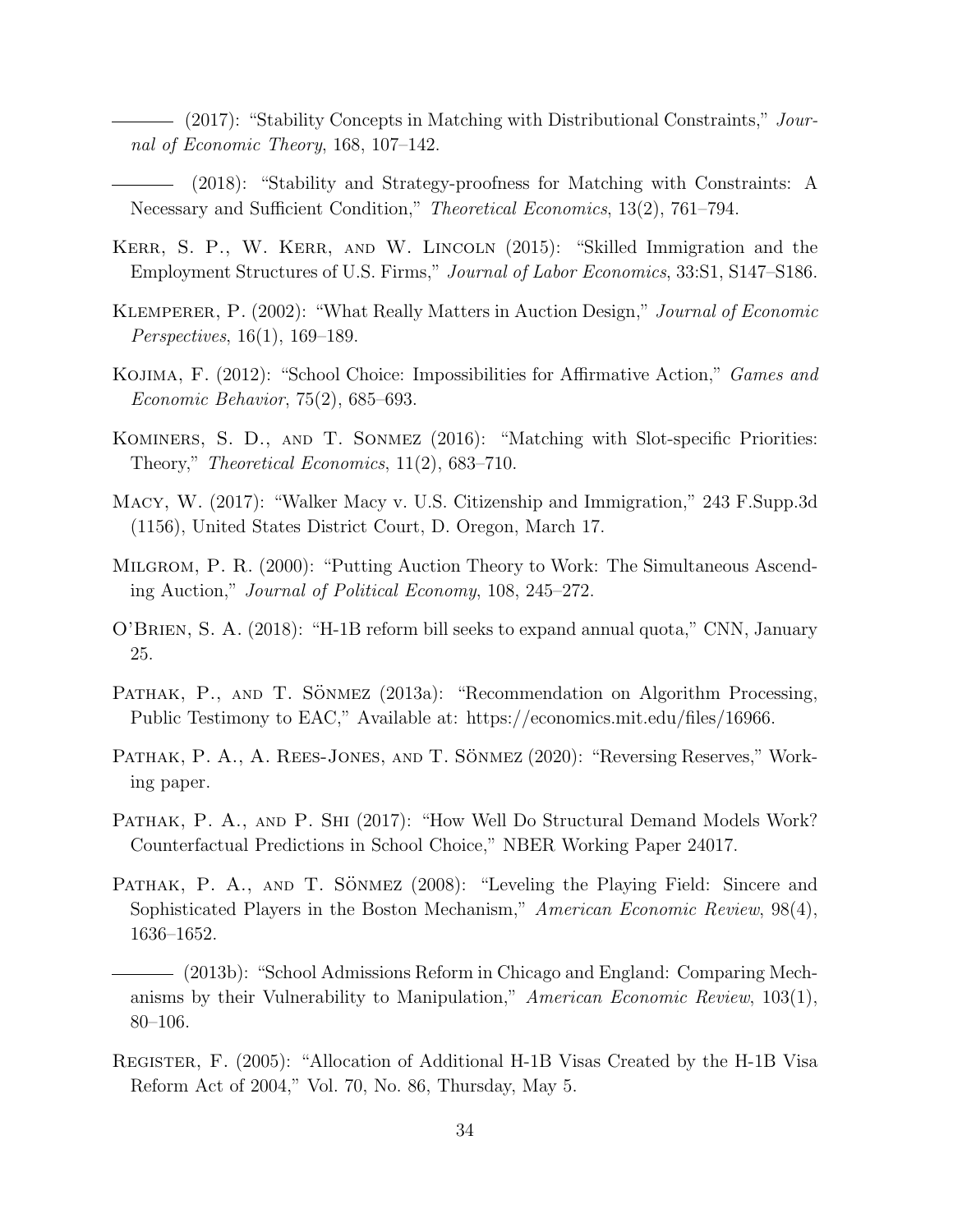——— (2017): "Stability Concepts in Matching with Distributional Constraints," *Journal of Economic Theory*, 168, 107–142.

——— (2018): "Stability and Strategy-proofness for Matching with Constraints: A Necessary and Sufficient Condition," *Theoretical Economics*, 13(2), 761–794.

Kerr, S. P., W. Kerr, and W. Lincoln (2015): "Skilled Immigration and the Employment Structures of U.S. Firms," *Journal of Labor Economics*, 33:S1, S147–S186.

Klemperer, P. (2002): "What Really Matters in Auction Design," *Journal of Economic Perspectives*, 16(1), 169–189.

Kojima, F. (2012): "School Choice: Impossibilities for Affirmative Action," *Games and Economic Behavior*, 75(2), 685–693.

Kominers, S. D., and T. Sonmez (2016): "Matching with Slot-specific Priorities: Theory," *Theoretical Economics*, 11(2), 683–710.

Macy, W. (2017): "Walker Macy v. U.S. Citizenship and Immigration," 243 F.Supp.3d (1156), United States District Court, D. Oregon, March 17.

Milgrom, P. R. (2000): "Putting Auction Theory to Work: The Simultaneous Ascending Auction," *Journal of Political Economy*, 108, 245–272.

O'Brien, S. A. (2018): "H-1B reform bill seeks to expand annual quota," CNN, January 25.

Pathak, P., and T. Sönmez (2013a): "Recommendation on Algorithm Processing, Public Testimony to EAC," Available at: https://economics.mit.edu/files/16966.

Pathak, P. A., A. Rees-Jones, and T. Sönmez (2020): "Reversing Reserves," Working paper.

Pathak, P. A., and P. Shi (2017): "How Well Do Structural Demand Models Work? Counterfactual Predictions in School Choice," NBER Working Paper 24017.

Pathak, P. A., and T. Sönmez (2008): "Leveling the Playing Field: Sincere and Sophisticated Players in the Boston Mechanism," *American Economic Review*, 98(4), 1636–1652.

——— (2013b): "School Admissions Reform in Chicago and England: Comparing Mechanisms by their Vulnerability to Manipulation," *American Economic Review*, 103(1), 80–106.

Register, F. (2005): "Allocation of Additional H-1B Visas Created by the H-1B Visa Reform Act of 2004," Vol. 70, No. 86, Thursday, May 5.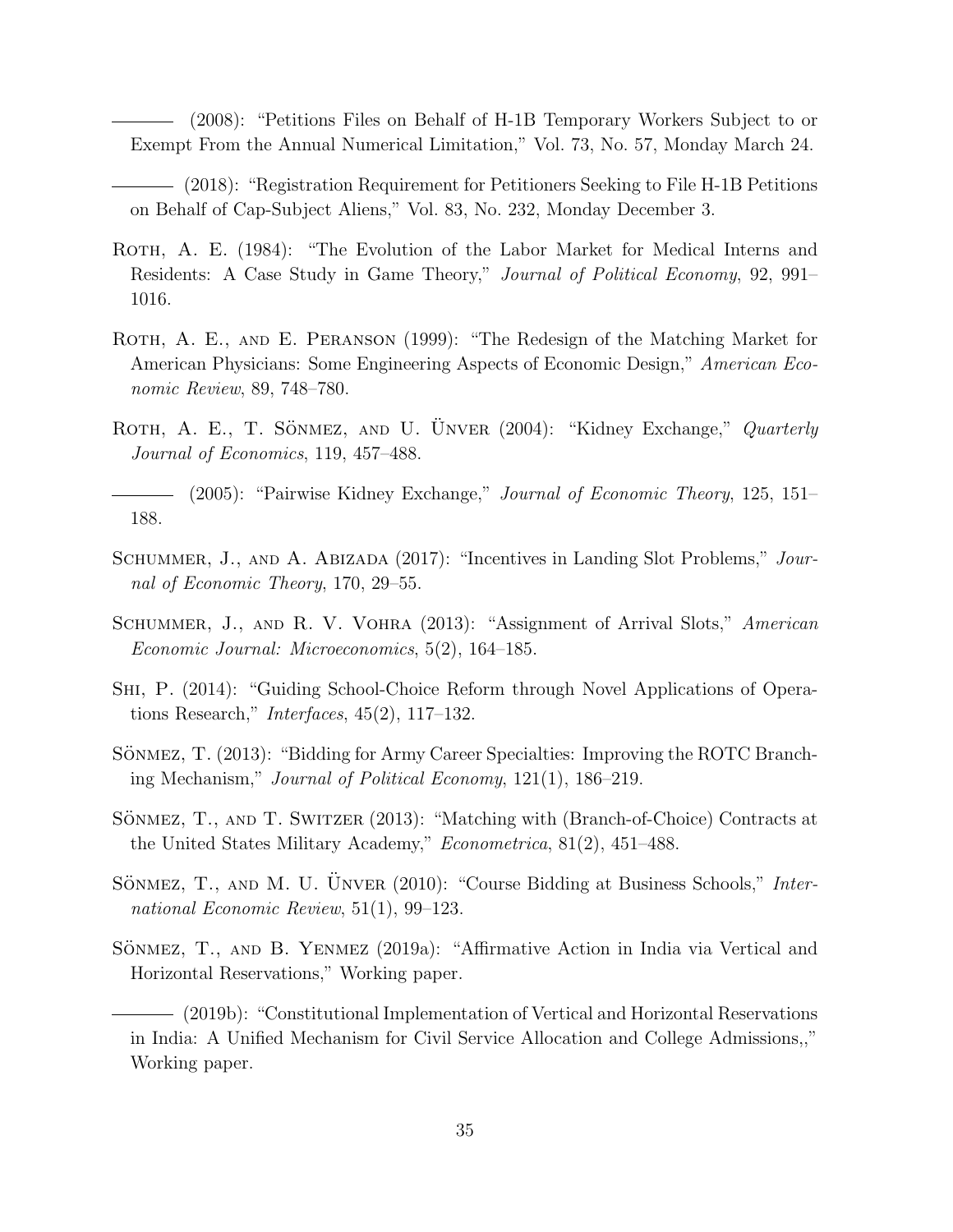——— (2008): "Petitions Files on Behalf of H-1B Temporary Workers Subject to or Exempt From the Annual Numerical Limitation," Vol. 73, No. 57, Monday March 24.

——— (2018): "Registration Requirement for Petitioners Seeking to File H-1B Petitions on Behalf of Cap-Subject Aliens," Vol. 83, No. 232, Monday December 3.

Roth, A. E. (1984): "The Evolution of the Labor Market for Medical Interns and Residents: A Case Study in Game Theory," *Journal of Political Economy*, 92, 991–1016.

Roth, A. E., and E. Peranson (1999): "The Redesign of the Matching Market for American Physicians: Some Engineering Aspects of Economic Design," *American Economic Review*, 89, 748–780.

Roth, A. E., T. Sönmez, and U. Ünver (2004): "Kidney Exchange," *Quarterly Journal of Economics*, 119, 457–488.

——— (2005): "Pairwise Kidney Exchange," *Journal of Economic Theory*, 125, 151–188.

Schummer, J., and A. Abizada (2017): "Incentives in Landing Slot Problems," *Journal of Economic Theory*, 170, 29–55.

Schummer, J., and R. V. Vohra (2013): "Assignment of Arrival Slots," *American Economic Journal: Microeconomics*, 5(2), 164–185.

Shi, P. (2014): "Guiding School-Choice Reform through Novel Applications of Operations Research," *Interfaces*, 45(2), 117–132.

Sönmez, T. (2013): "Bidding for Army Career Specialties: Improving the ROTC Branching Mechanism," *Journal of Political Economy*, 121(1), 186–219.

Sönmez, T., and T. Switzer (2013): "Matching with (Branch-of-Choice) Contracts at the United States Military Academy," *Econometrica*, 81(2), 451–488.

Sönmez, T., and M. U. Ünver (2010): "Course Bidding at Business Schools," *International Economic Review*, 51(1), 99–123.

Sönmez, T., and B. Yenmez (2019a): "Affirmative Action in India via Vertical and Horizontal Reservations," Working paper.

——— (2019b): "Constitutional Implementation of Vertical and Horizontal Reservations in India: A Unified Mechanism for Civil Service Allocation and College Admissions,," Working paper.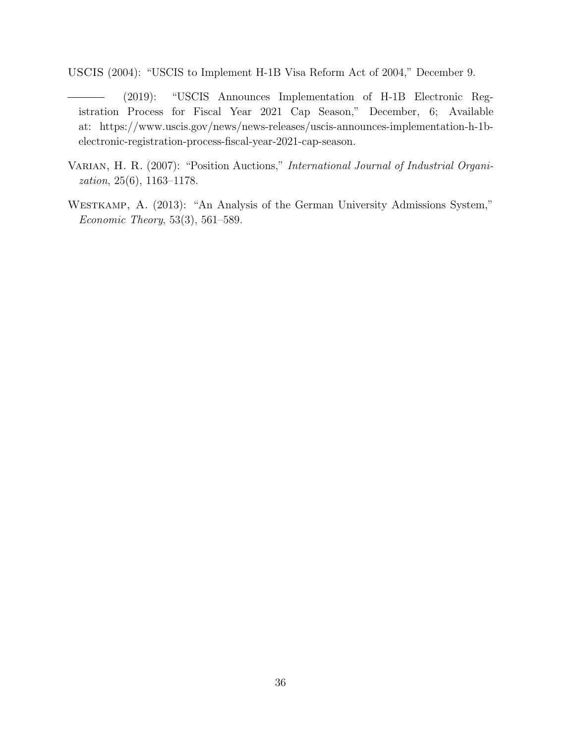USCIS (2004): "USCIS to Implement H-1B Visa Reform Act of 2004," December 9.

——— (2019): "USCIS Announces Implementation of H-1B Electronic Registration Process for Fiscal Year 2021 Cap Season," December, 6; Available at: https://www.uscis.gov/news/news-releases/uscis-announces-implementation-h-1b-electronic-registration-process-fiscal-year-2021-cap-season.

Varian, H. R. (2007): "Position Auctions," *International Journal of Industrial Organization*, 25(6), 1163–1178.

Westkamp, A. (2013): "An Analysis of the German University Admissions System," *Economic Theory*, 53(3), 561–589.